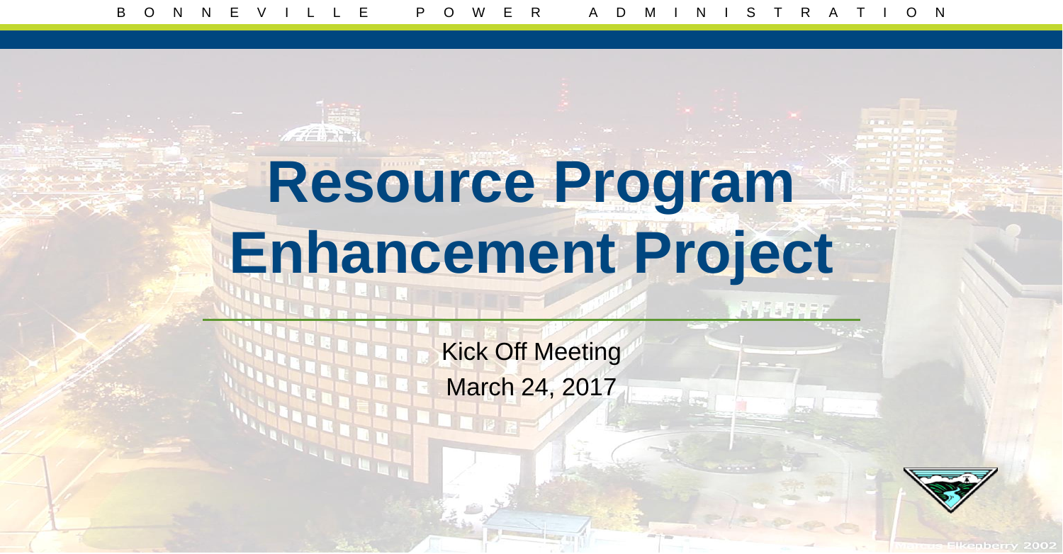BONNEVILLE POWER ADMINISTRATION

# Resource Program Enhancement Project

Kick Off Meeting

March 24, 2017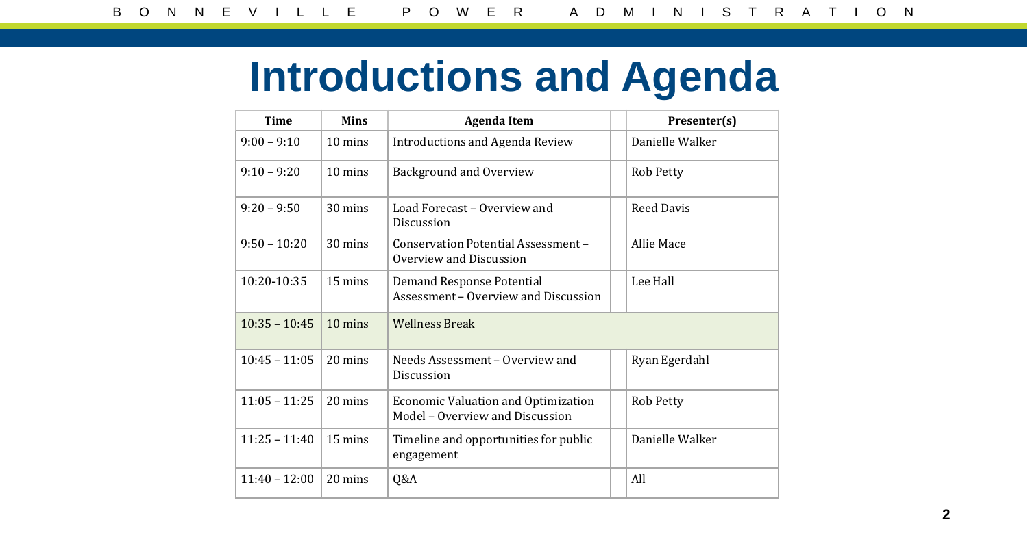# Introductions and Agenda

| Time | Mins | Agenda Item | | Presenter(s) |
|---|---|---|---|---|
| 9:00 – 9:10 | 10 mins | Introductions and Agenda Review | | Danielle Walker |
| 9:10 – 9:20 | 10 mins | Background and Overview | | Rob Petty |
| 9:20 – 9:50 | 30 mins | Load Forecast – Overview and Discussion | | Reed Davis |
| 9:50 – 10:20 | 30 mins | Conservation Potential Assessment – Overview and Discussion | | Allie Mace |
| 10:20-10:35 | 15 mins | Demand Response Potential Assessment – Overview and Discussion | | Lee Hall |
| 10:35 – 10:45 | 10 mins | Wellness Break | | |
| 10:45 – 11:05 | 20 mins | Needs Assessment – Overview and Discussion | | Ryan Egerdahl |
| 11:05 – 11:25 | 20 mins | Economic Valuation and Optimization Model – Overview and Discussion | | Rob Petty |
| 11:25 – 11:40 | 15 mins | Timeline and opportunities for public engagement | | Danielle Walker |
| 11:40 – 12:00 | 20 mins | Q&A | | All |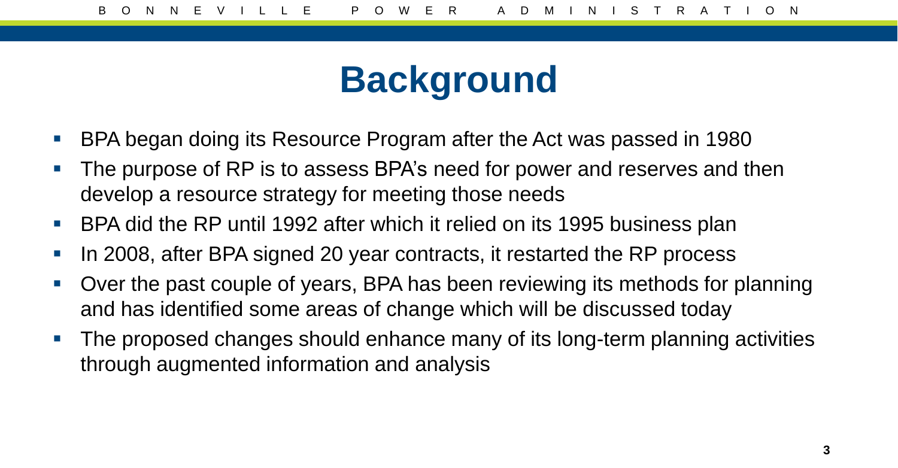# Background

- BPA began doing its Resource Program after the Act was passed in 1980
- The purpose of RP is to assess BPA's need for power and reserves and then develop a resource strategy for meeting those needs
- BPA did the RP until 1992 after which it relied on its 1995 business plan
- In 2008, after BPA signed 20 year contracts, it restarted the RP process
- Over the past couple of years, BPA has been reviewing its methods for planning and has identified some areas of change which will be discussed today
- The proposed changes should enhance many of its long-term planning activities through augmented information and analysis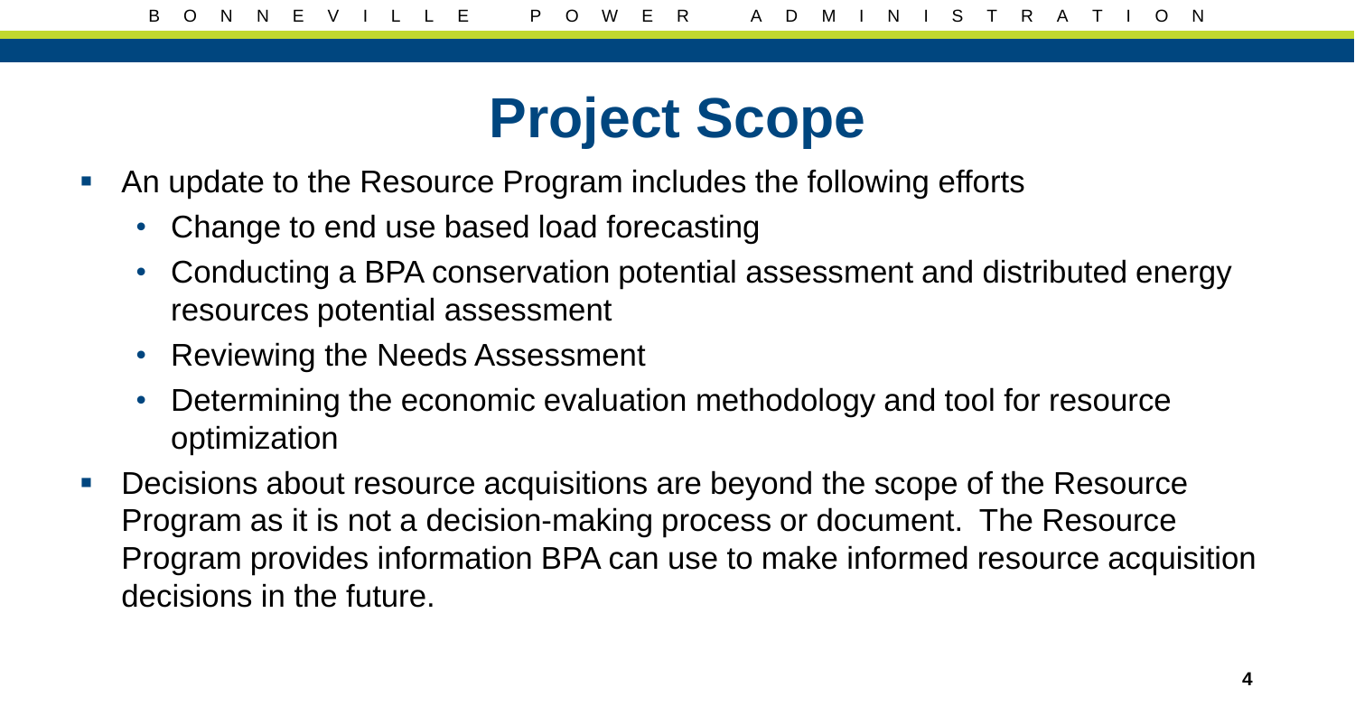# Project Scope

- An update to the Resource Program includes the following efforts
  - Change to end use based load forecasting
  - Conducting a BPA conservation potential assessment and distributed energy resources potential assessment
  - Reviewing the Needs Assessment
  - Determining the economic evaluation methodology and tool for resource optimization
- Decisions about resource acquisitions are beyond the scope of the Resource Program as it is not a decision-making process or document. The Resource Program provides information BPA can use to make informed resource acquisition decisions in the future.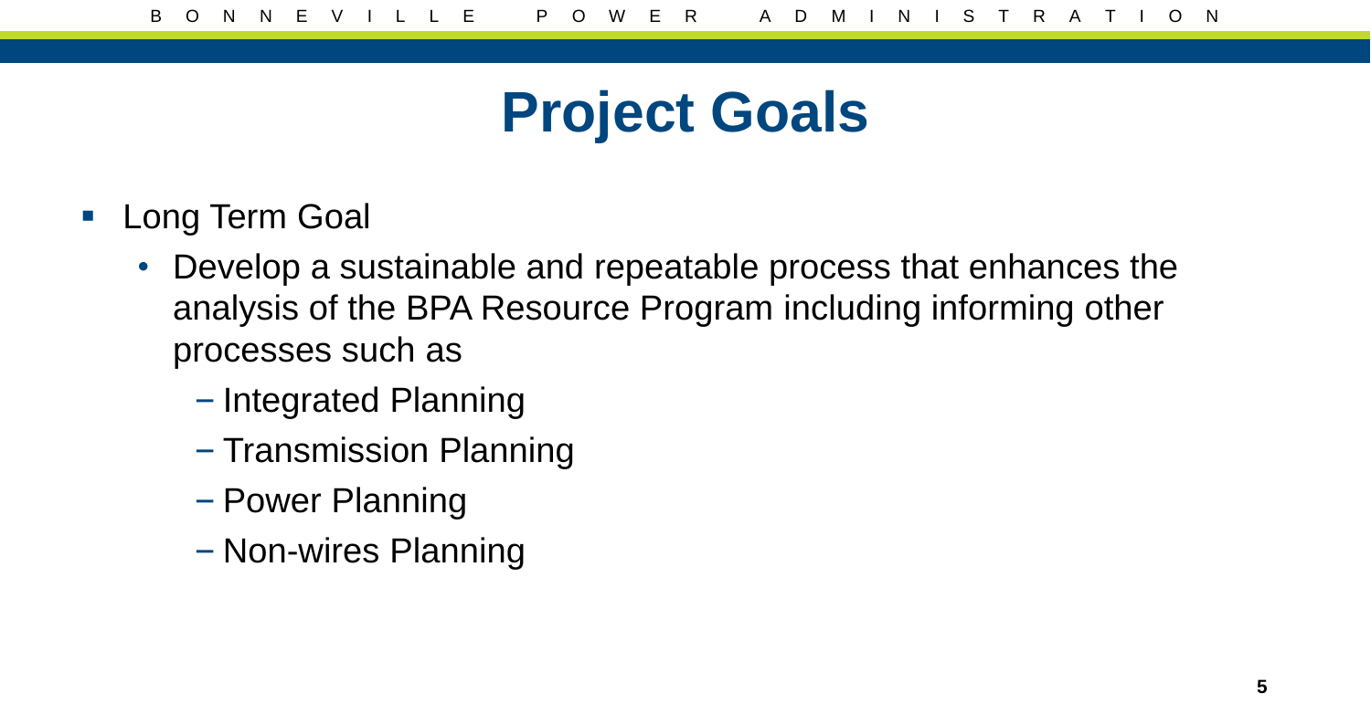# Project Goals

- Long Term Goal
  - Develop a sustainable and repeatable process that enhances the analysis of the BPA Resource Program including informing other processes such as
    - Integrated Planning
    - Transmission Planning
    - Power Planning
    - Non-wires Planning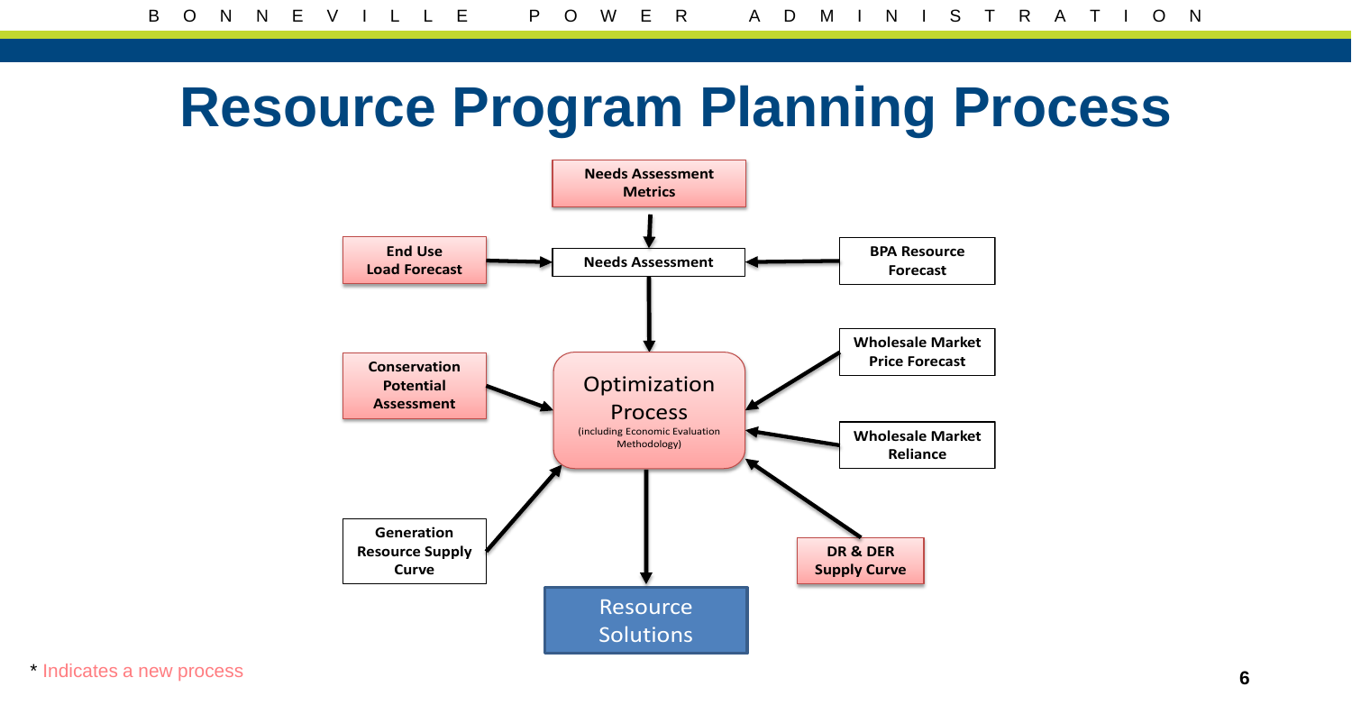# Resource Program Planning Process

- Needs Assessment Metrics
- End Use Load Forecast
- Needs Assessment
- BPA Resource Forecast
- Conservation Potential Assessment
- Optimization Process (including Economic Evaluation Methodology)
- Wholesale Market Price Forecast
- Wholesale Market Reliance
- Generation Resource Supply Curve
- DR & DER Supply Curve
- Resource Solutions

\* Indicates a new process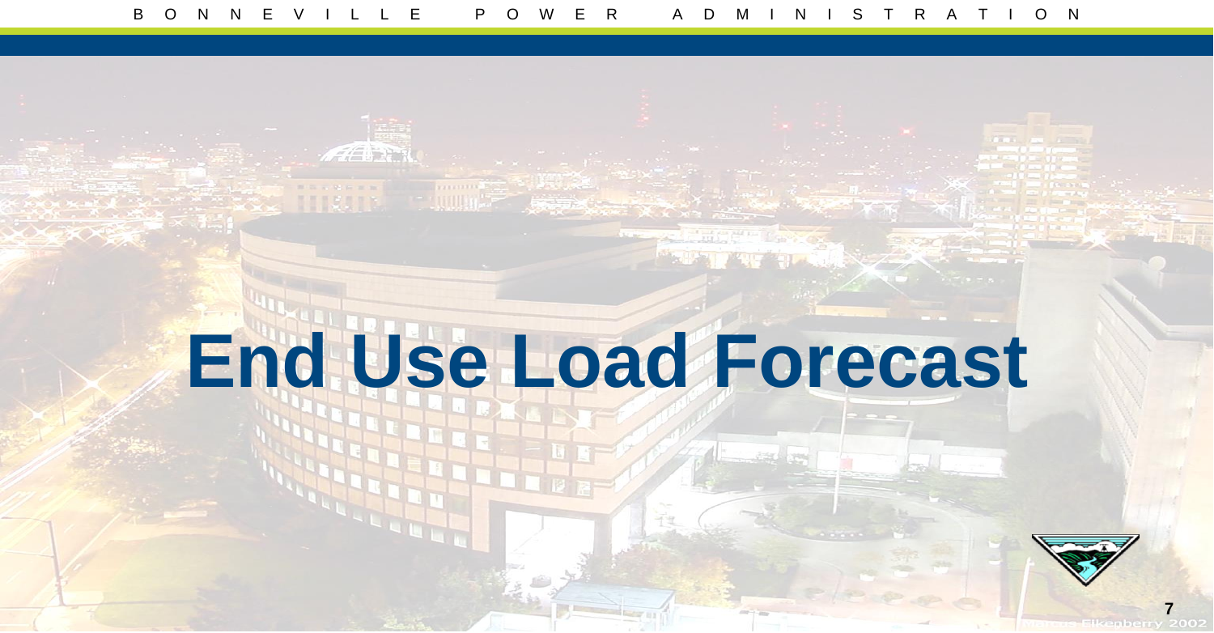# End Use Load Forecast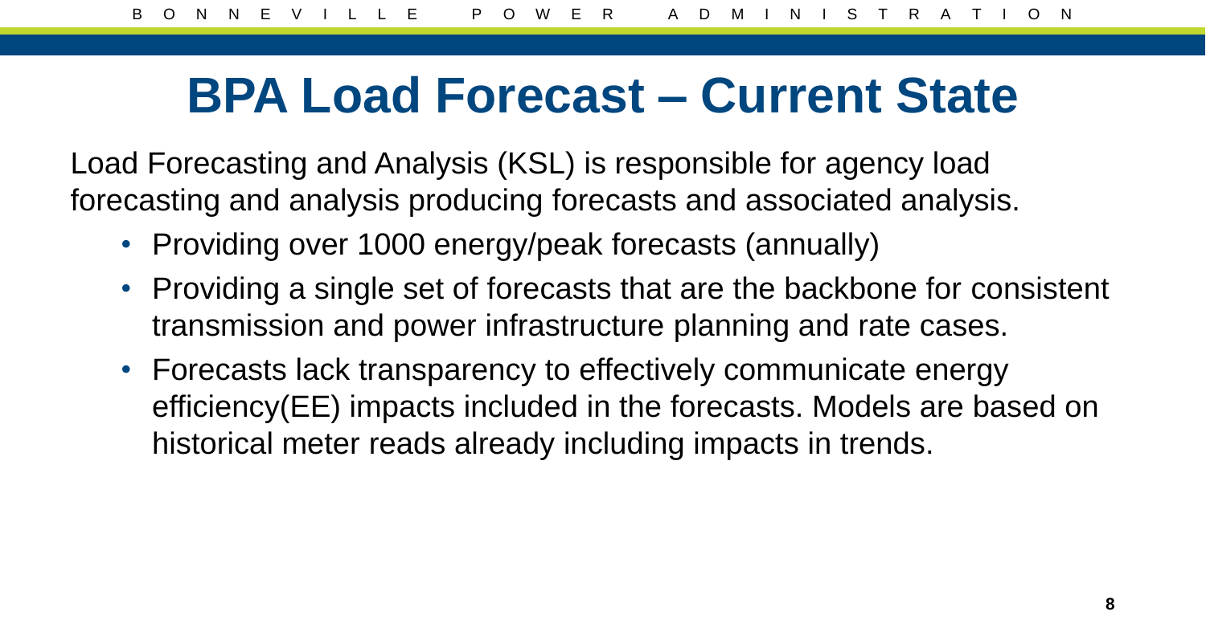# BPA Load Forecast – Current State

Load Forecasting and Analysis (KSL) is responsible for agency load forecasting and analysis producing forecasts and associated analysis.

- Providing over 1000 energy/peak forecasts (annually)
- Providing a single set of forecasts that are the backbone for consistent transmission and power infrastructure planning and rate cases.
- Forecasts lack transparency to effectively communicate energy efficiency(EE) impacts included in the forecasts. Models are based on historical meter reads already including impacts in trends.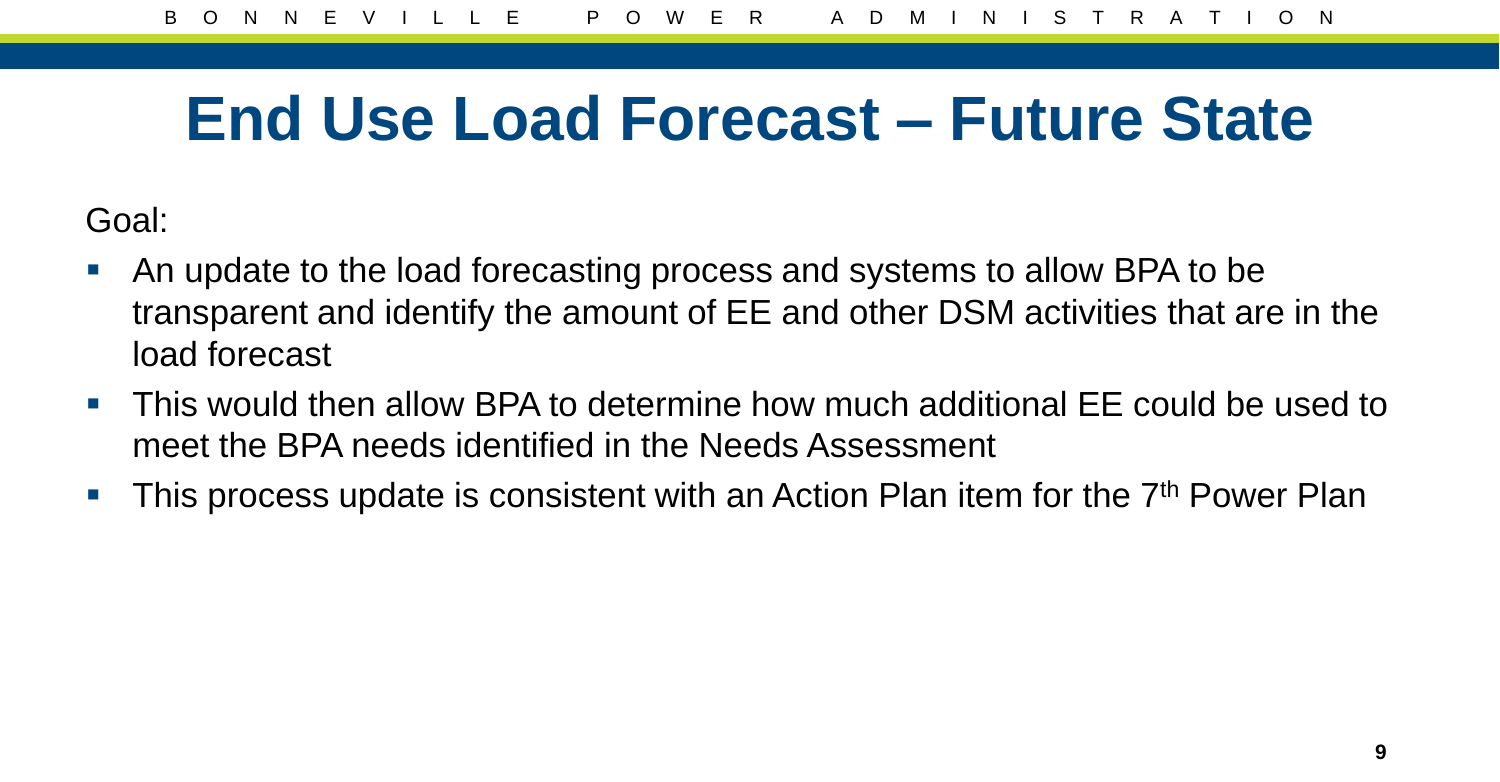# End Use Load Forecast – Future State

Goal:

- An update to the load forecasting process and systems to allow BPA to be transparent and identify the amount of EE and other DSM activities that are in the load forecast
- This would then allow BPA to determine how much additional EE could be used to meet the BPA needs identified in the Needs Assessment
- This process update is consistent with an Action Plan item for the 7th Power Plan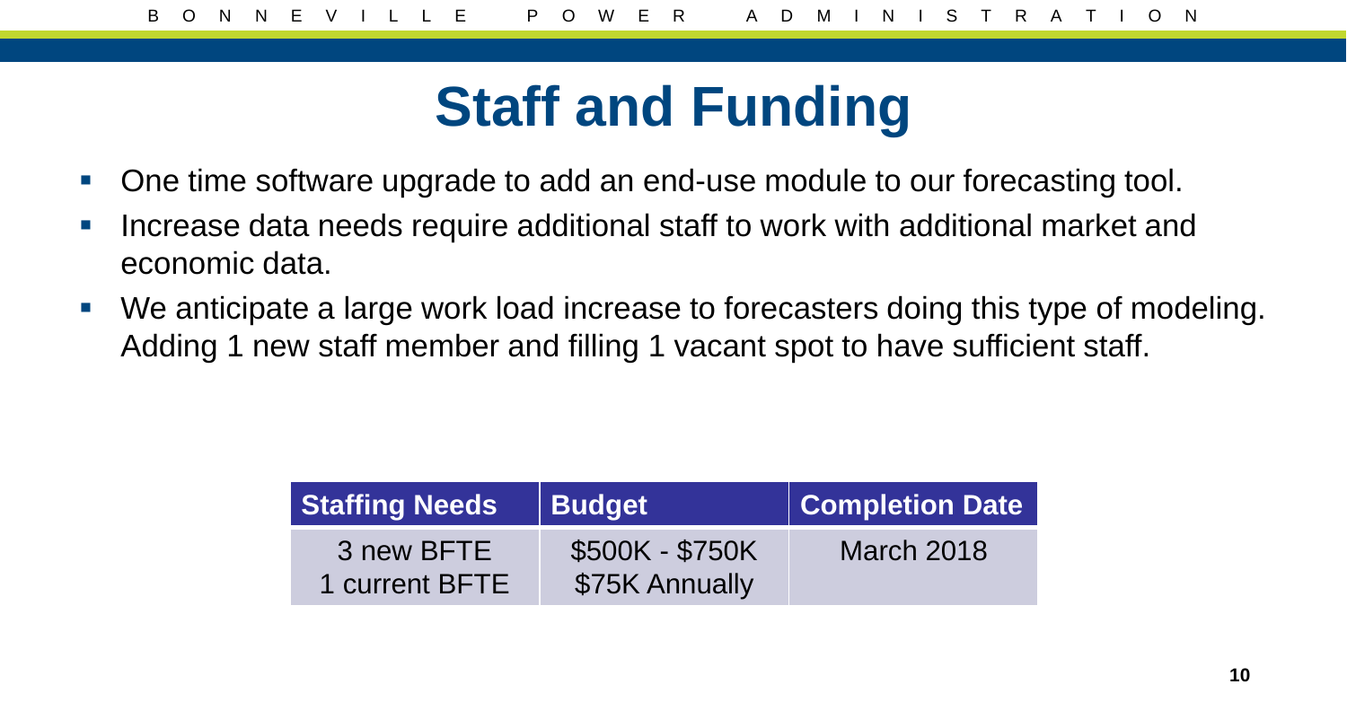# Staff and Funding

- One time software upgrade to add an end-use module to our forecasting tool.
- Increase data needs require additional staff to work with additional market and economic data.
- We anticipate a large work load increase to forecasters doing this type of modeling. Adding 1 new staff member and filling 1 vacant spot to have sufficient staff.

| Staffing Needs | Budget | Completion Date |
|---|---|---|
| 3 new BFTE<br>1 current BFTE | \$500K - \$750K<br>\$75K Annually | March 2018 |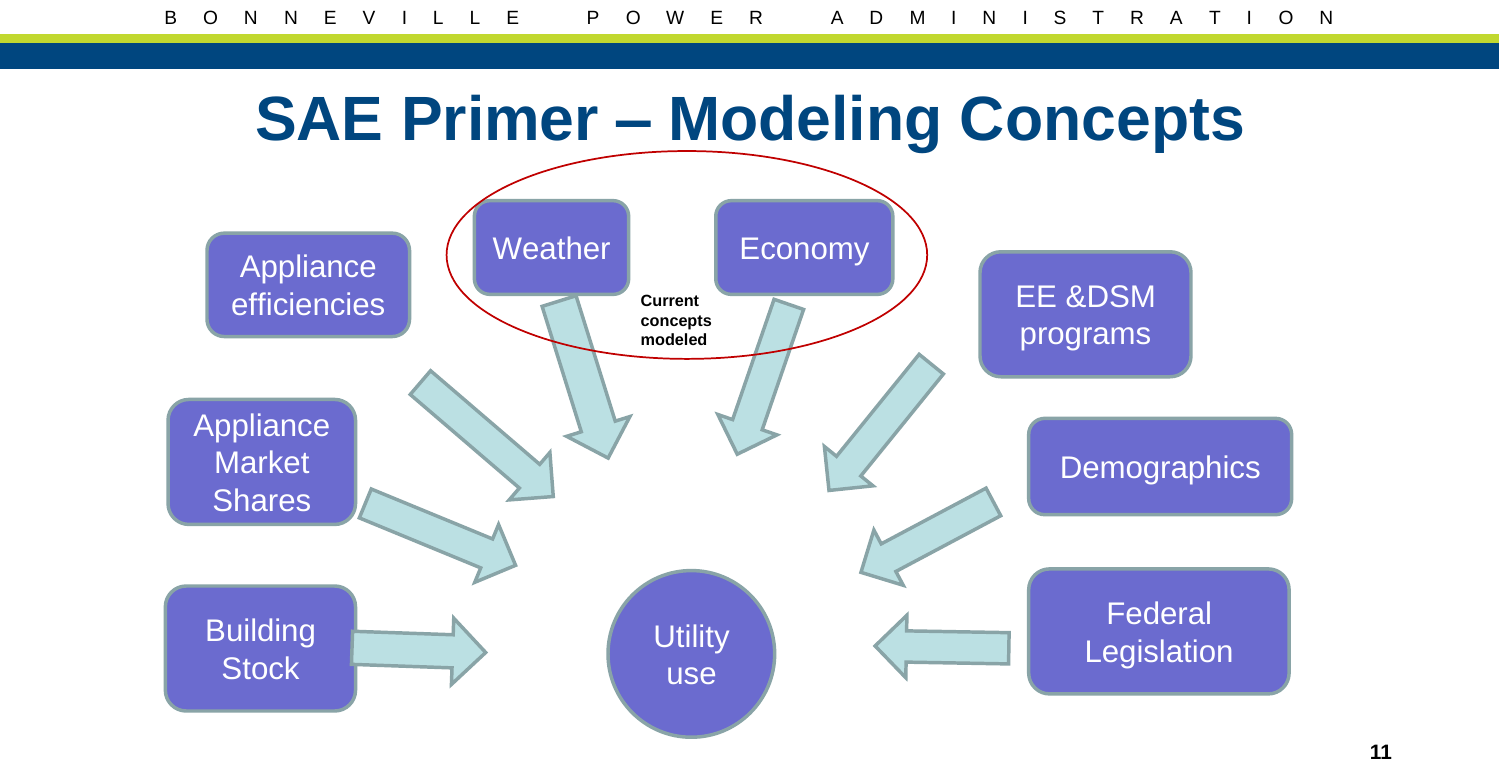# SAE Primer – Modeling Concepts

- Weather
- Economy

**Current concepts modeled**

- Appliance efficiencies
- Appliance Market Shares
- Building Stock
- EE &DSM programs
- Demographics
- Federal Legislation

Utility use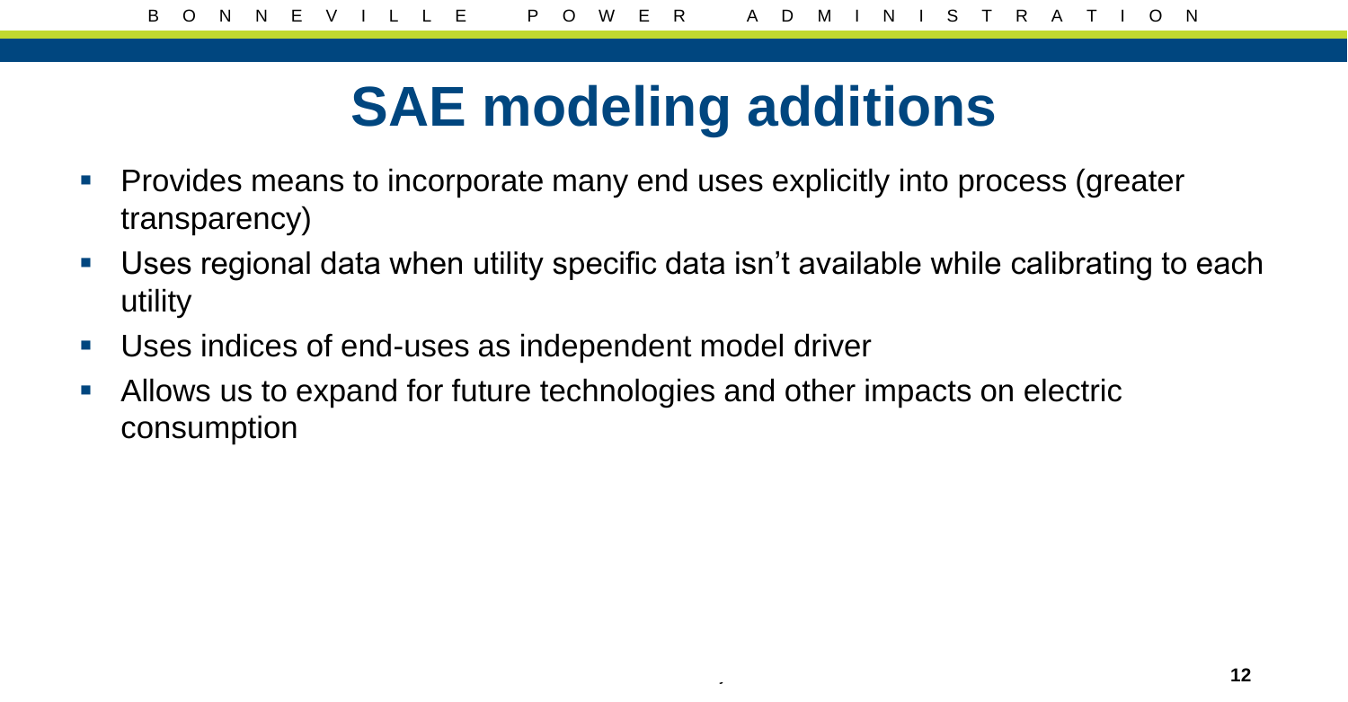# SAE modeling additions

- Provides means to incorporate many end uses explicitly into process (greater transparency)
- Uses regional data when utility specific data isn't available while calibrating to each utility
- Uses indices of end-uses as independent model driver
- Allows us to expand for future technologies and other impacts on electric consumption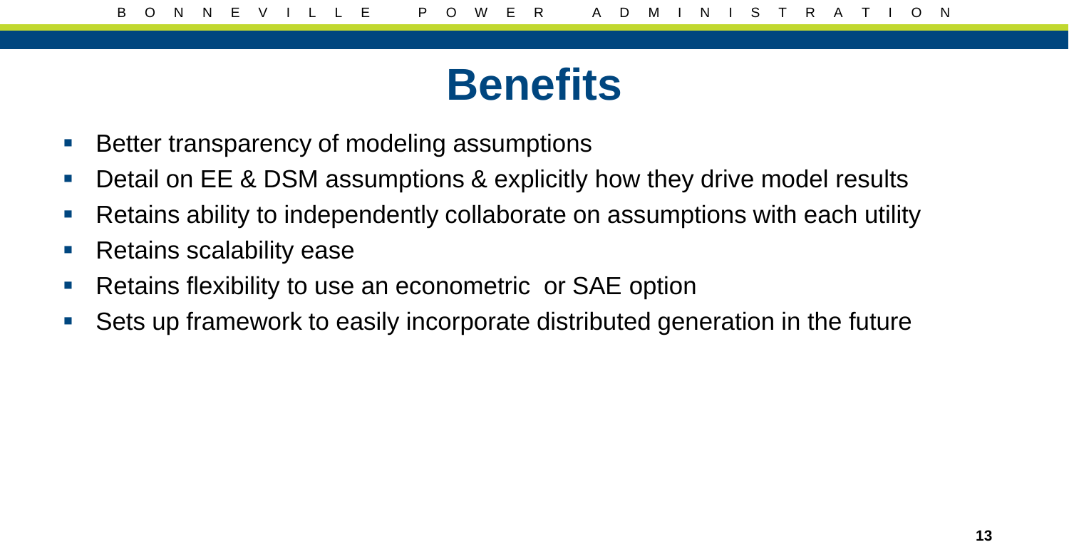# Benefits

- Better transparency of modeling assumptions
- Detail on EE & DSM assumptions & explicitly how they drive model results
- Retains ability to independently collaborate on assumptions with each utility
- Retains scalability ease
- Retains flexibility to use an econometric  or SAE option
- Sets up framework to easily incorporate distributed generation in the future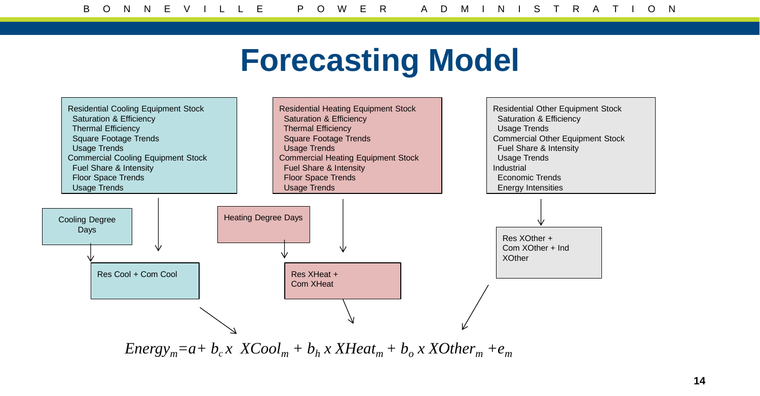# Forecasting Model

**Residential Cooling Equipment Stock**
- Saturation & Efficiency
- Thermal Efficiency
- Square Footage Trends
- Usage Trends

**Commercial Cooling Equipment Stock**
- Fuel Share & Intensity
- Floor Space Trends
- Usage Trends

**Residential Heating Equipment Stock**
- Saturation & Efficiency
- Thermal Efficiency
- Square Footage Trends
- Usage Trends

**Commercial Heating Equipment Stock**
- Fuel Share & Intensity
- Floor Space Trends
- Usage Trends

**Residential Other Equipment Stock**
- Saturation & Efficiency
- Usage Trends

**Commercial Other Equipment Stock**
- Fuel Share & Intensity
- Usage Trends

**Industrial**
- Economic Trends
- Energy Intensities

Cooling Degree Days

Res Cool + Com Cool

Heating Degree Days

Res XHeat + Com XHeat

Res XOther + Com XOther + Ind XOther

$$Energy_m = a + b_c \, x \; XCool_m + b_h \, x \; XHeat_m + b_o \, x \; XOther_m + e_m$$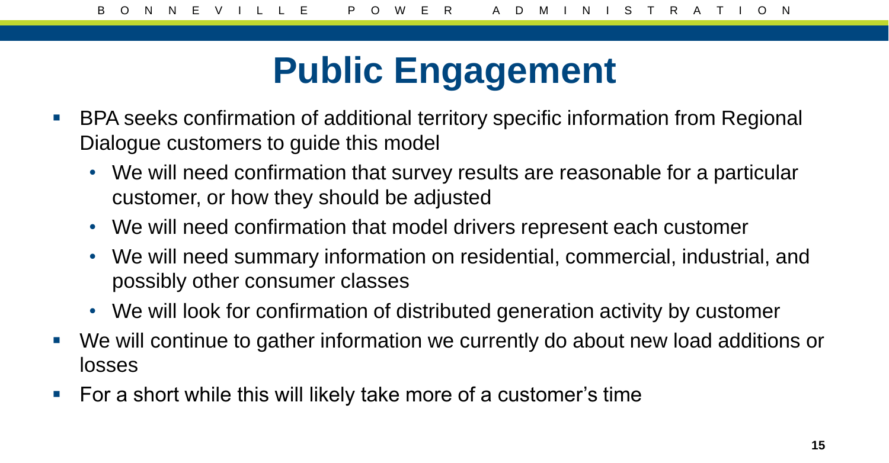# Public Engagement

- BPA seeks confirmation of additional territory specific information from Regional Dialogue customers to guide this model
  - We will need confirmation that survey results are reasonable for a particular customer, or how they should be adjusted
  - We will need confirmation that model drivers represent each customer
  - We will need summary information on residential, commercial, industrial, and possibly other consumer classes
  - We will look for confirmation of distributed generation activity by customer
- We will continue to gather information we currently do about new load additions or losses
- For a short while this will likely take more of a customer's time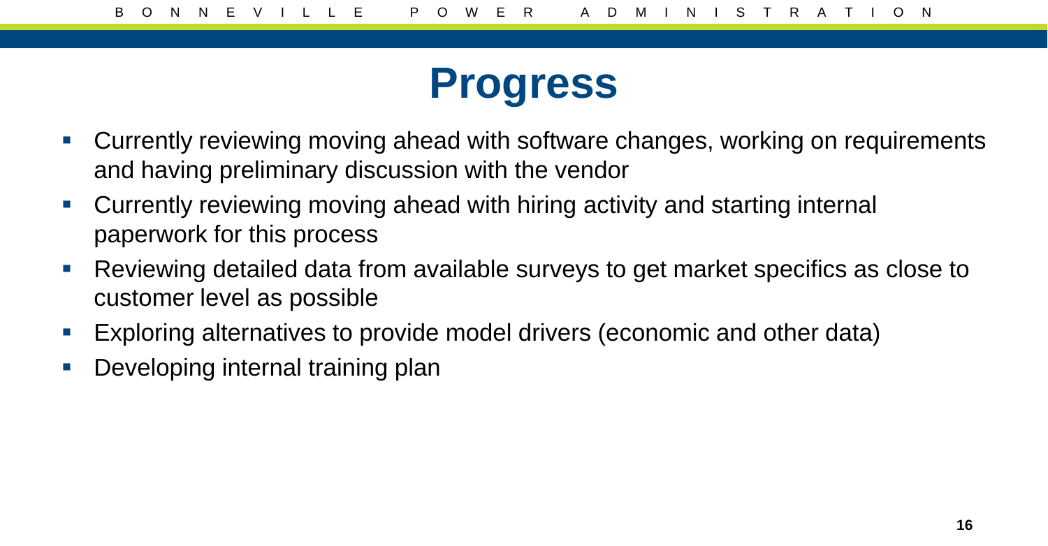# Progress

- Currently reviewing moving ahead with software changes, working on requirements and having preliminary discussion with the vendor
- Currently reviewing moving ahead with hiring activity and starting internal paperwork for this process
- Reviewing detailed data from available surveys to get market specifics as close to customer level as possible
- Exploring alternatives to provide model drivers (economic and other data)
- Developing internal training plan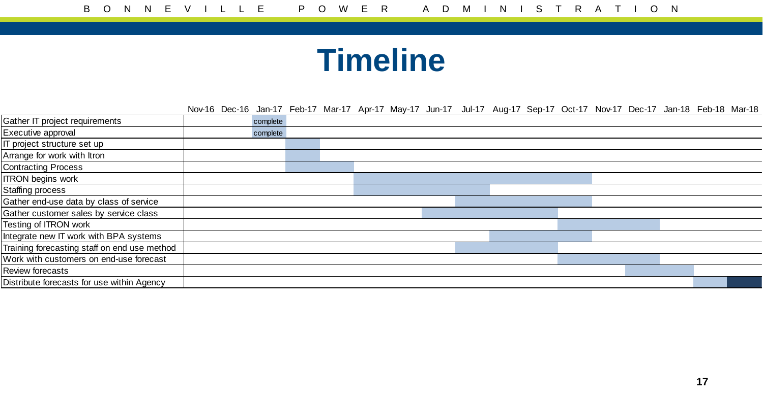# Timeline

| | Nov-16 | Dec-16 | Jan-17 | Feb-17 | Mar-17 | Apr-17 | May-17 | Jun-17 | Jul-17 | Aug-17 | Sep-17 | Oct-17 | Nov-17 | Dec-17 | Jan-18 | Feb-18 | Mar-18 |
|---|---|---|---|---|---|---|---|---|---|---|---|---|---|---|---|---|---|
| Gather IT project requirements | | | complete | | | | | | | | | | | | | | |
| Executive approval | | | complete | | | | | | | | | | | | | | |
| IT project structure set up | | | | X | | | | | | | | | | | | | |
| Arrange for work with Itron | | | | X | | | | | | | | | | | | | |
| Contracting Process | | | | X | X | | | | | | | | | | | | |
| ITRON begins work | | | | | | X | X | X | X | X | X | X | | | | | |
| Staffing process | | | | | | X | X | X | X | | | | | | | | |
| Gather end-use data by class of service | | | | | | | | | X | X | X | X | | | | | |
| Gather customer sales by service class | | | | | | | | X | X | X | X | | | | | | |
| Testing of ITRON work | | | | | | | | | | | | X | X | X | | | |
| Integrate new IT work with BPA systems | | | | | | | | | | X | X | X | | | | | |
| Training forecasting staff on end use method | | | | | | | | | X | X | X | | | | | | |
| Work with customers on end-use forecast | | | | | | | | | | | | X | X | X | | | |
| Review forecasts | | | | | | | | | | | | | | X | X | | |
| Distribute forecasts for use within Agency | | | | | | | | | | | | | | | | X | X |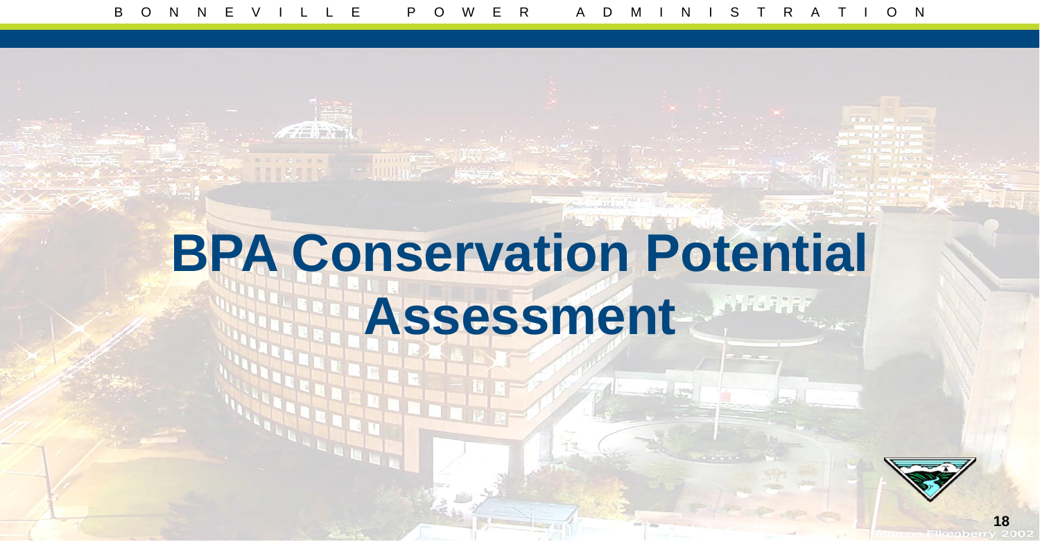# BPA Conservation Potential Assessment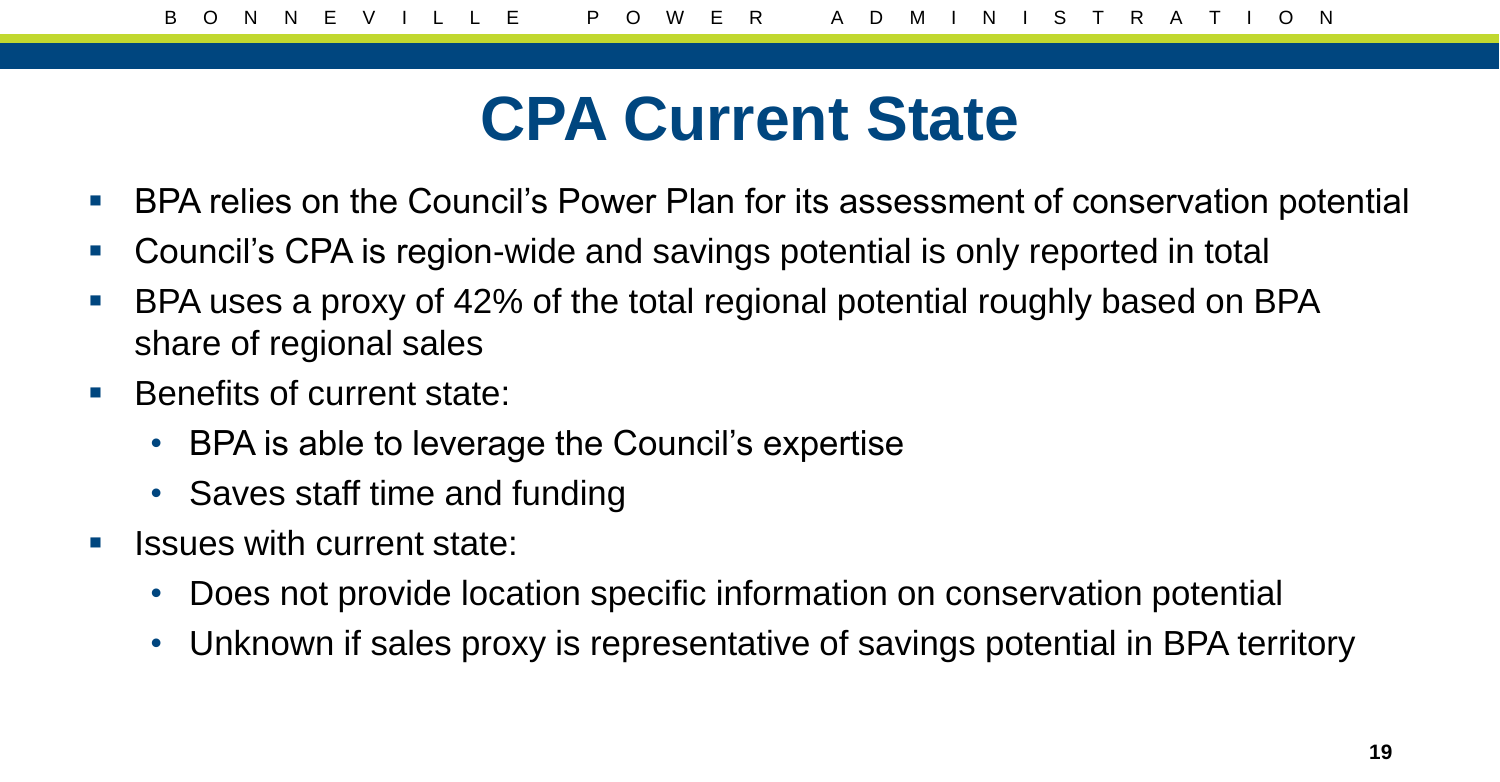# CPA Current State

- BPA relies on the Council's Power Plan for its assessment of conservation potential
- Council's CPA is region-wide and savings potential is only reported in total
- BPA uses a proxy of 42% of the total regional potential roughly based on BPA share of regional sales
- Benefits of current state:
  - BPA is able to leverage the Council's expertise
  - Saves staff time and funding
- Issues with current state:
  - Does not provide location specific information on conservation potential
  - Unknown if sales proxy is representative of savings potential in BPA territory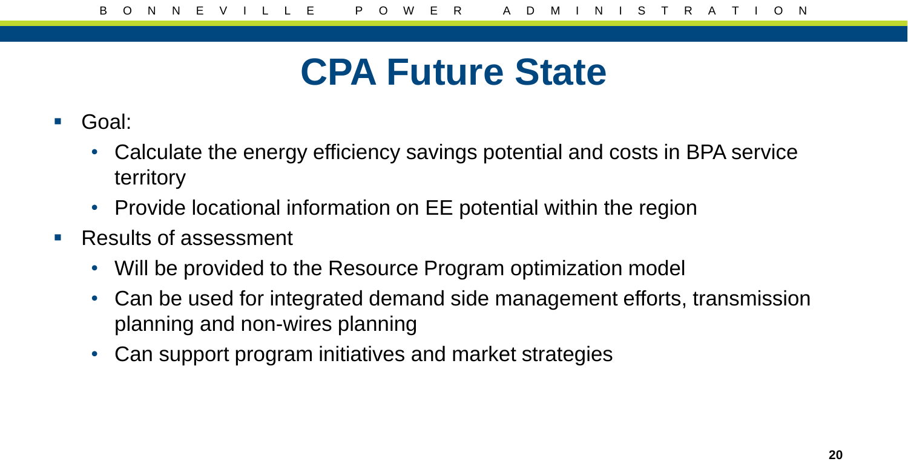# CPA Future State

- Goal:
  - Calculate the energy efficiency savings potential and costs in BPA service territory
  - Provide locational information on EE potential within the region
- Results of assessment
  - Will be provided to the Resource Program optimization model
  - Can be used for integrated demand side management efforts, transmission planning and non-wires planning
  - Can support program initiatives and market strategies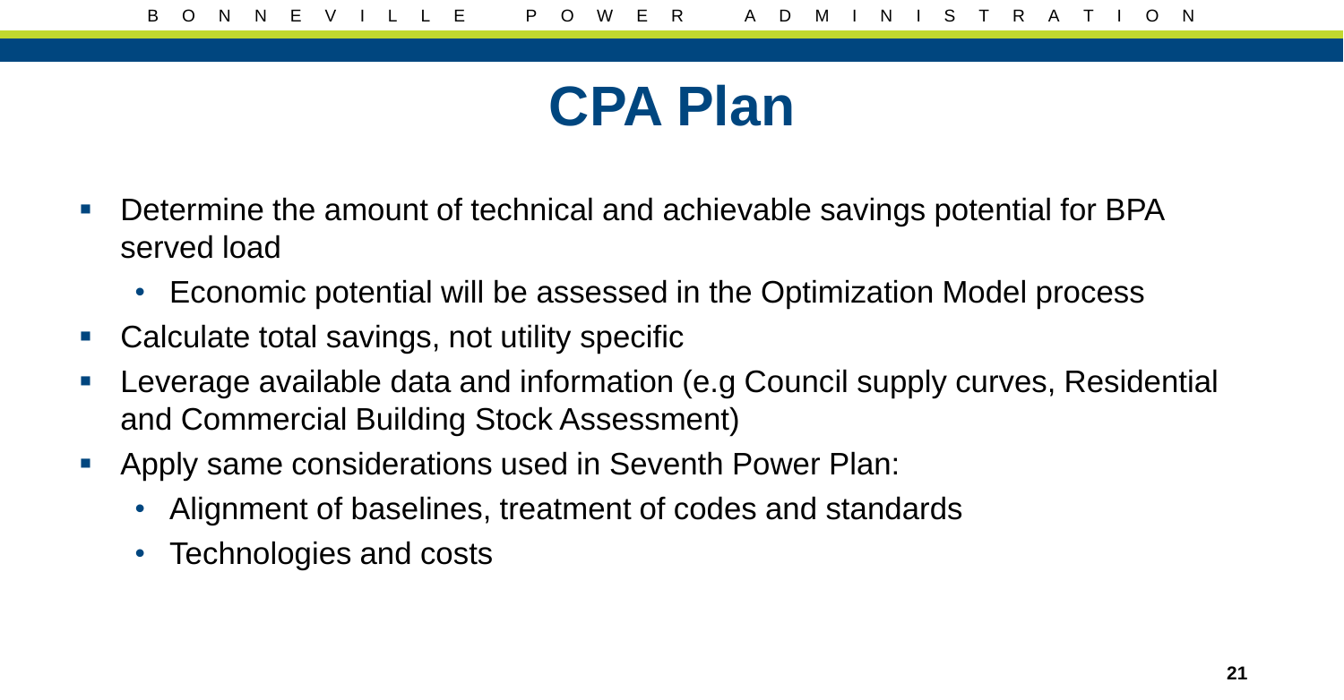# CPA Plan

- Determine the amount of technical and achievable savings potential for BPA served load
  - Economic potential will be assessed in the Optimization Model process
- Calculate total savings, not utility specific
- Leverage available data and information (e.g Council supply curves, Residential and Commercial Building Stock Assessment)
- Apply same considerations used in Seventh Power Plan:
  - Alignment of baselines, treatment of codes and standards
  - Technologies and costs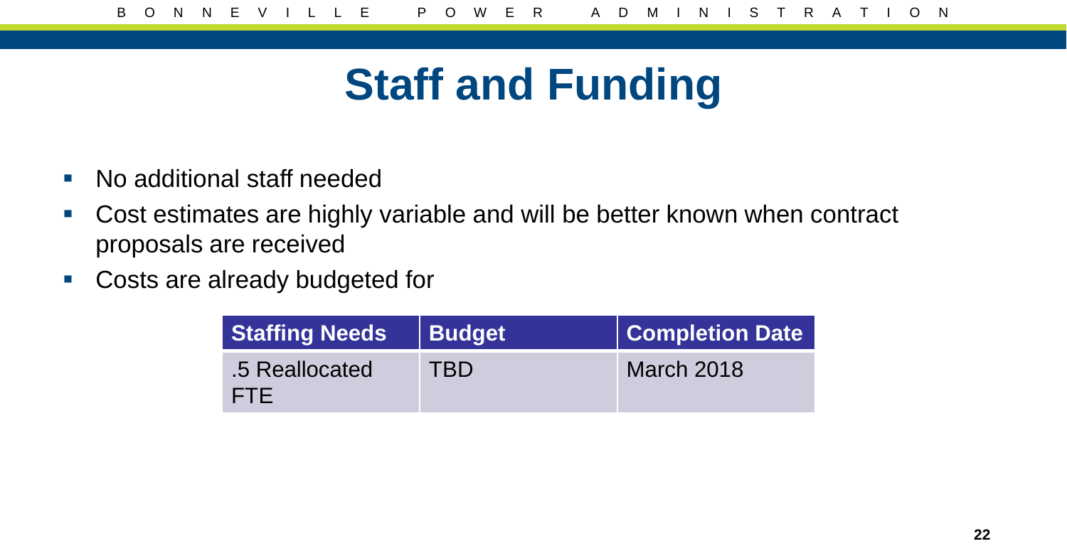# Staff and Funding

- No additional staff needed
- Cost estimates are highly variable and will be better known when contract proposals are received
- Costs are already budgeted for

| Staffing Needs | Budget | Completion Date |
| --- | --- | --- |
| .5 Reallocated FTE | TBD | March 2018 |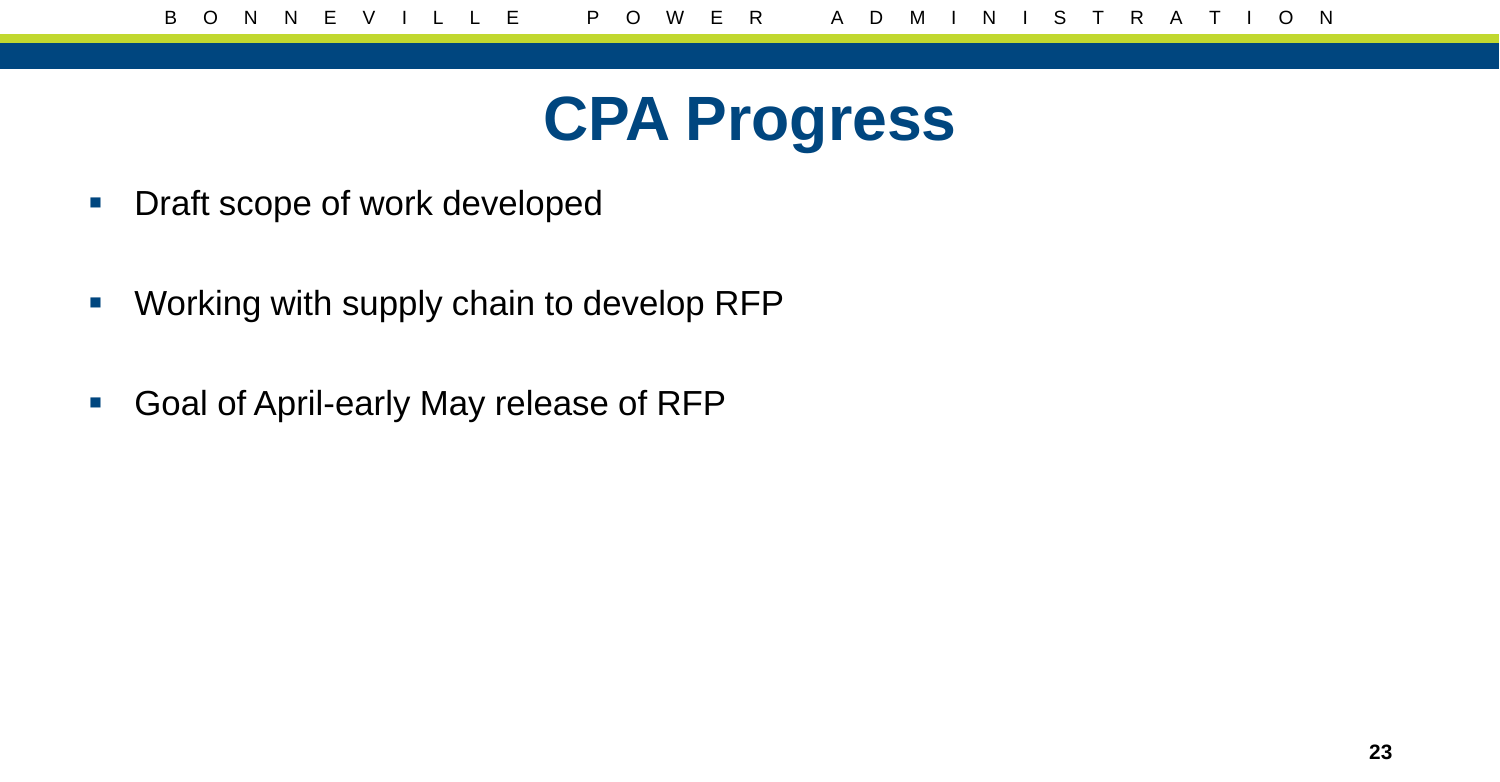# CPA Progress

- Draft scope of work developed
- Working with supply chain to develop RFP
- Goal of April-early May release of RFP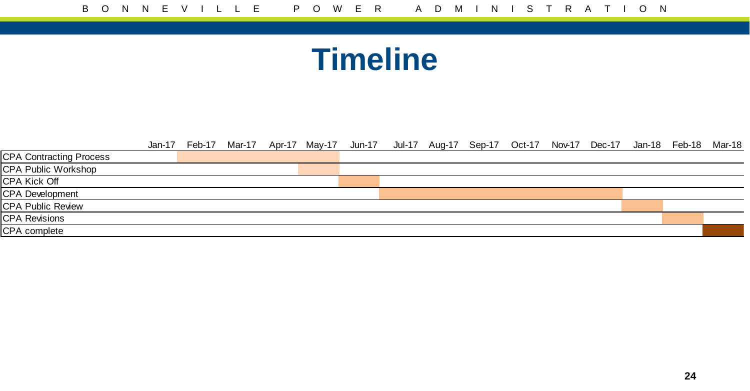# Timeline

| | Jan-17 | Feb-17 | Mar-17 | Apr-17 | May-17 | Jun-17 | Jul-17 | Aug-17 | Sep-17 | Oct-17 | Nov-17 | Dec-17 | Jan-18 | Feb-18 | Mar-18 |
|---|---|---|---|---|---|---|---|---|---|---|---|---|---|---|---|
| CPA Contracting Process | | ■ | ■ | ■ | ■ | | | | | | | | | | |
| CPA Public Workshop | | | | | ■ | | | | | | | | | | |
| CPA Kick Off | | | | | | ■ | | | | | | | | | |
| CPA Development | | | | | | | ■ | ■ | ■ | ■ | ■ | ■ | | | |
| CPA Public Review | | | | | | | | | | | | | ■ | | |
| CPA Revisions | | | | | | | | | | | | | | ■ | |
| CPA complete | | | | | | | | | | | | | | | ■ |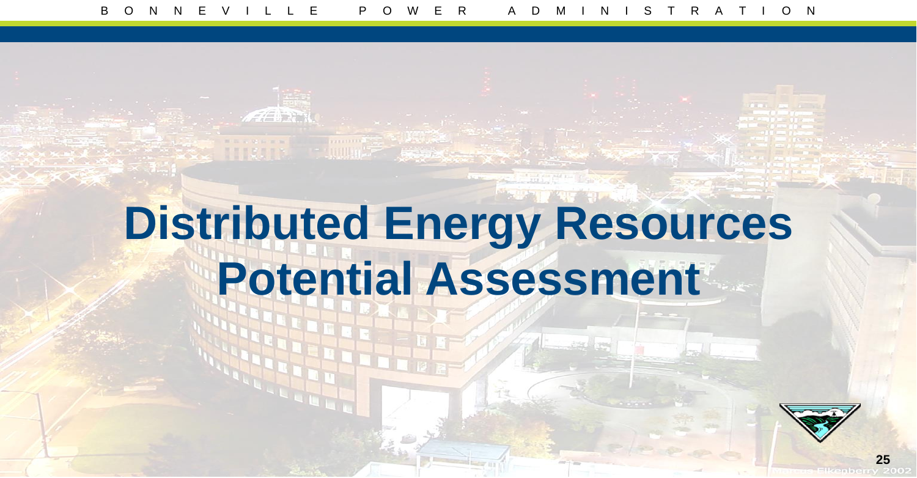# Distributed Energy Resources Potential Assessment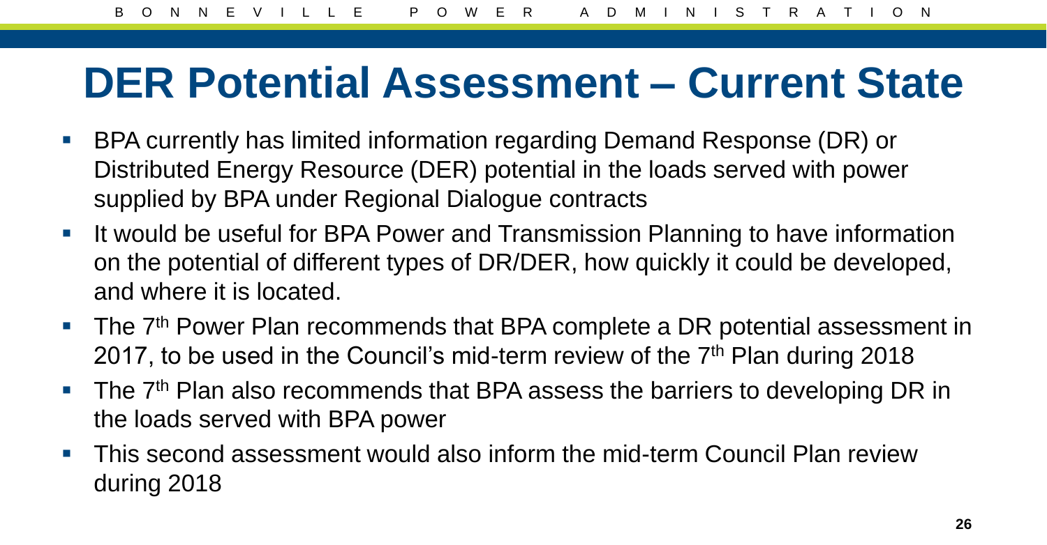# DER Potential Assessment – Current State

- BPA currently has limited information regarding Demand Response (DR) or Distributed Energy Resource (DER) potential in the loads served with power supplied by BPA under Regional Dialogue contracts
- It would be useful for BPA Power and Transmission Planning to have information on the potential of different types of DR/DER, how quickly it could be developed, and where it is located.
- The 7th Power Plan recommends that BPA complete a DR potential assessment in 2017, to be used in the Council's mid-term review of the 7th Plan during 2018
- The 7th Plan also recommends that BPA assess the barriers to developing DR in the loads served with BPA power
- This second assessment would also inform the mid-term Council Plan review during 2018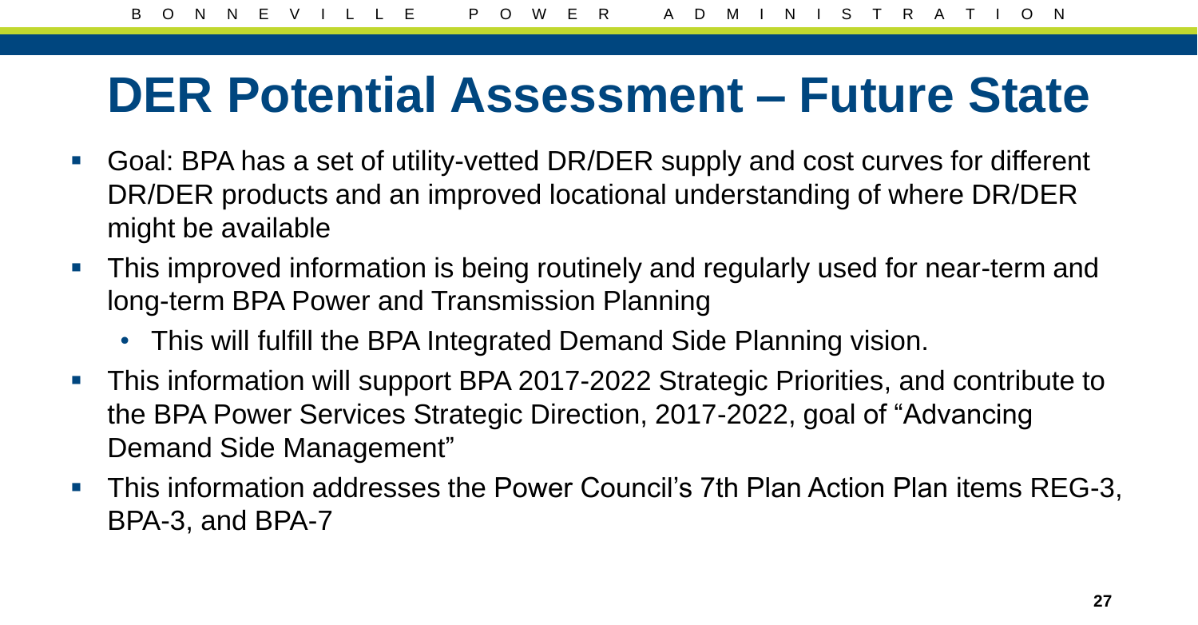# DER Potential Assessment – Future State

- Goal: BPA has a set of utility-vetted DR/DER supply and cost curves for different DR/DER products and an improved locational understanding of where DR/DER might be available
- This improved information is being routinely and regularly used for near-term and long-term BPA Power and Transmission Planning
  - This will fulfill the BPA Integrated Demand Side Planning vision.
- This information will support BPA 2017-2022 Strategic Priorities, and contribute to the BPA Power Services Strategic Direction, 2017-2022, goal of "Advancing Demand Side Management"
- This information addresses the Power Council's 7th Plan Action Plan items REG-3, BPA-3, and BPA-7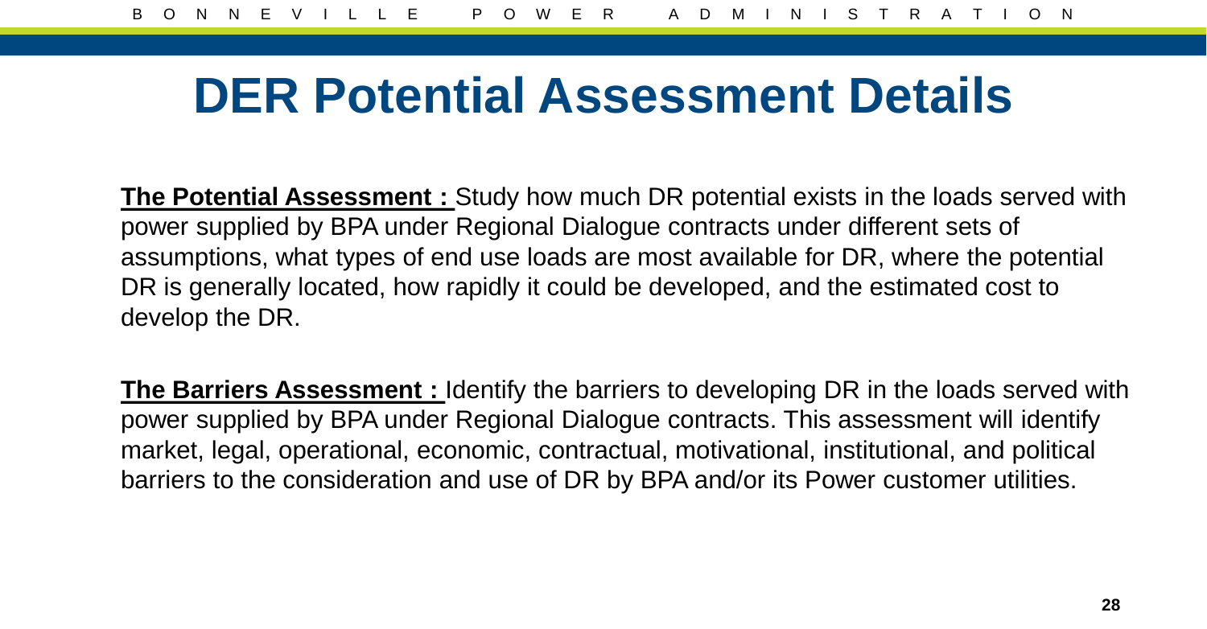# DER Potential Assessment Details

**<u>The Potential Assessment :</u>** Study how much DR potential exists in the loads served with power supplied by BPA under Regional Dialogue contracts under different sets of assumptions, what types of end use loads are most available for DR, where the potential DR is generally located, how rapidly it could be developed, and the estimated cost to develop the DR.

**<u>The Barriers Assessment :</u>** Identify the barriers to developing DR in the loads served with power supplied by BPA under Regional Dialogue contracts. This assessment will identify market, legal, operational, economic, contractual, motivational, institutional, and political barriers to the consideration and use of DR by BPA and/or its Power customer utilities.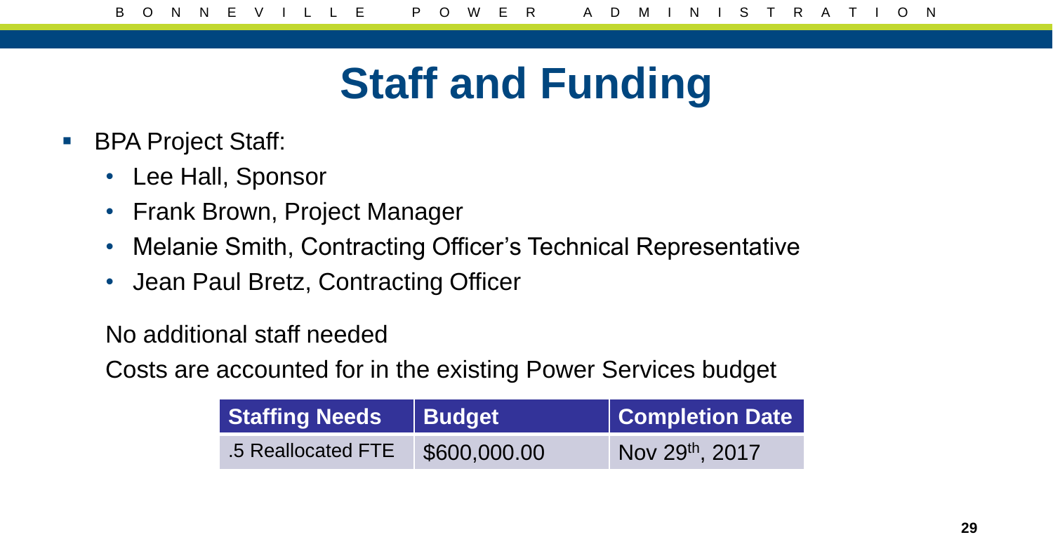# Staff and Funding

- BPA Project Staff:
  - Lee Hall, Sponsor
  - Frank Brown, Project Manager
  - Melanie Smith, Contracting Officer's Technical Representative
  - Jean Paul Bretz, Contracting Officer

No additional staff needed

Costs are accounted for in the existing Power Services budget

| Staffing Needs | Budget | Completion Date |
| --- | --- | --- |
| .5 Reallocated FTE | $600,000.00 | Nov 29th, 2017 |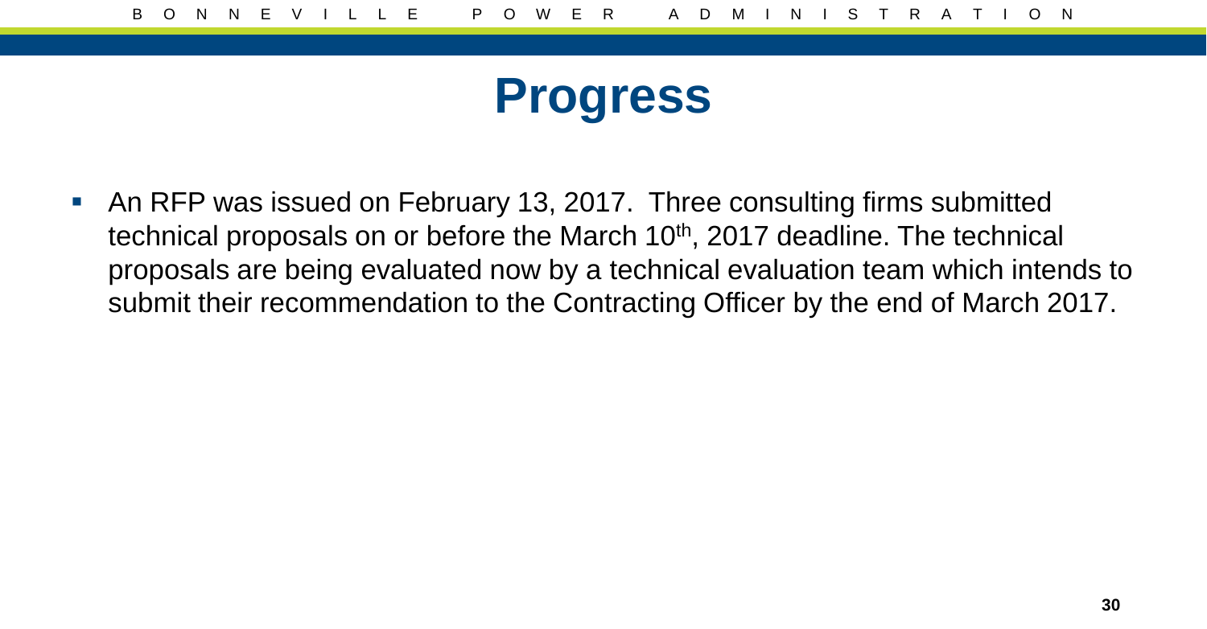# Progress

- An RFP was issued on February 13, 2017. Three consulting firms submitted technical proposals on or before the March 10th, 2017 deadline. The technical proposals are being evaluated now by a technical evaluation team which intends to submit their recommendation to the Contracting Officer by the end of March 2017.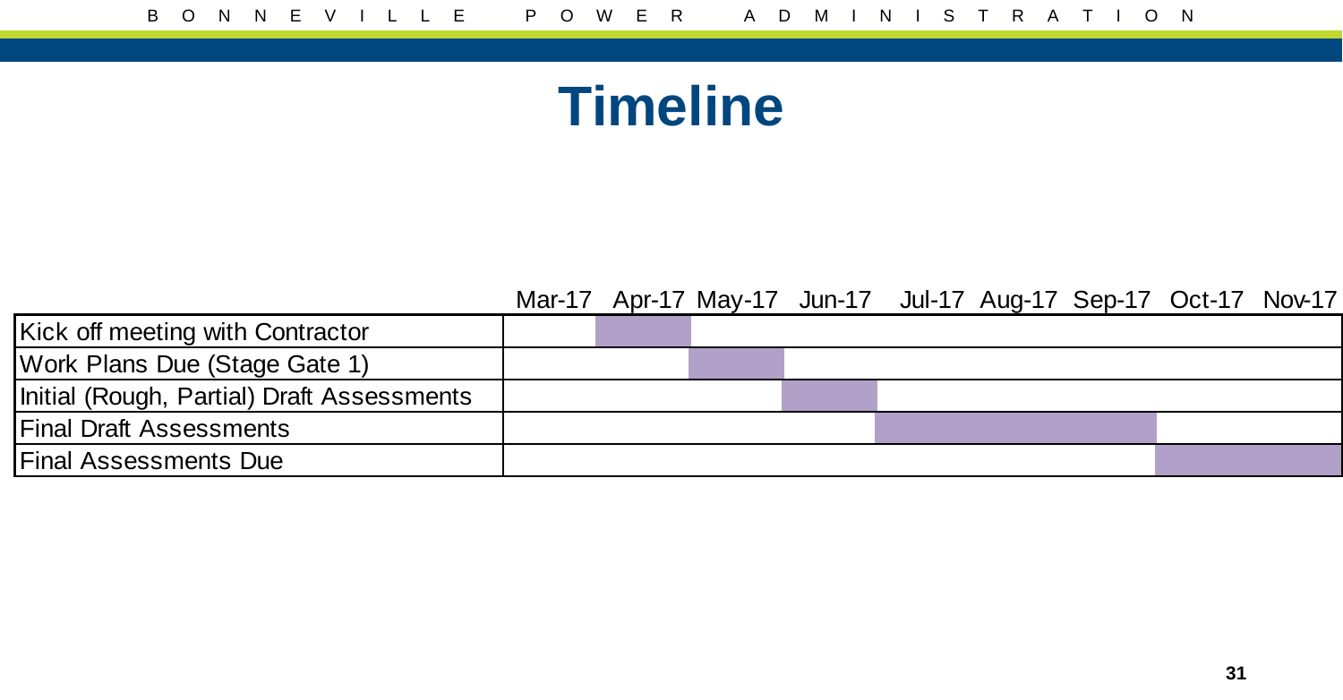# Timeline

| | Mar-17 | Apr-17 | May-17 | Jun-17 | Jul-17 | Aug-17 | Sep-17 | Oct-17 | Nov-17 |
|---|---|---|---|---|---|---|---|---|---|
| Kick off meeting with Contractor | | X | | | | | | | |
| Work Plans Due (Stage Gate 1) | | | X | | | | | | |
| Initial (Rough, Partial) Draft Assessments | | | | X | | | | | |
| Final Draft Assessments | | | | | X | X | X | | |
| Final Assessments Due | | | | | | | | X | X |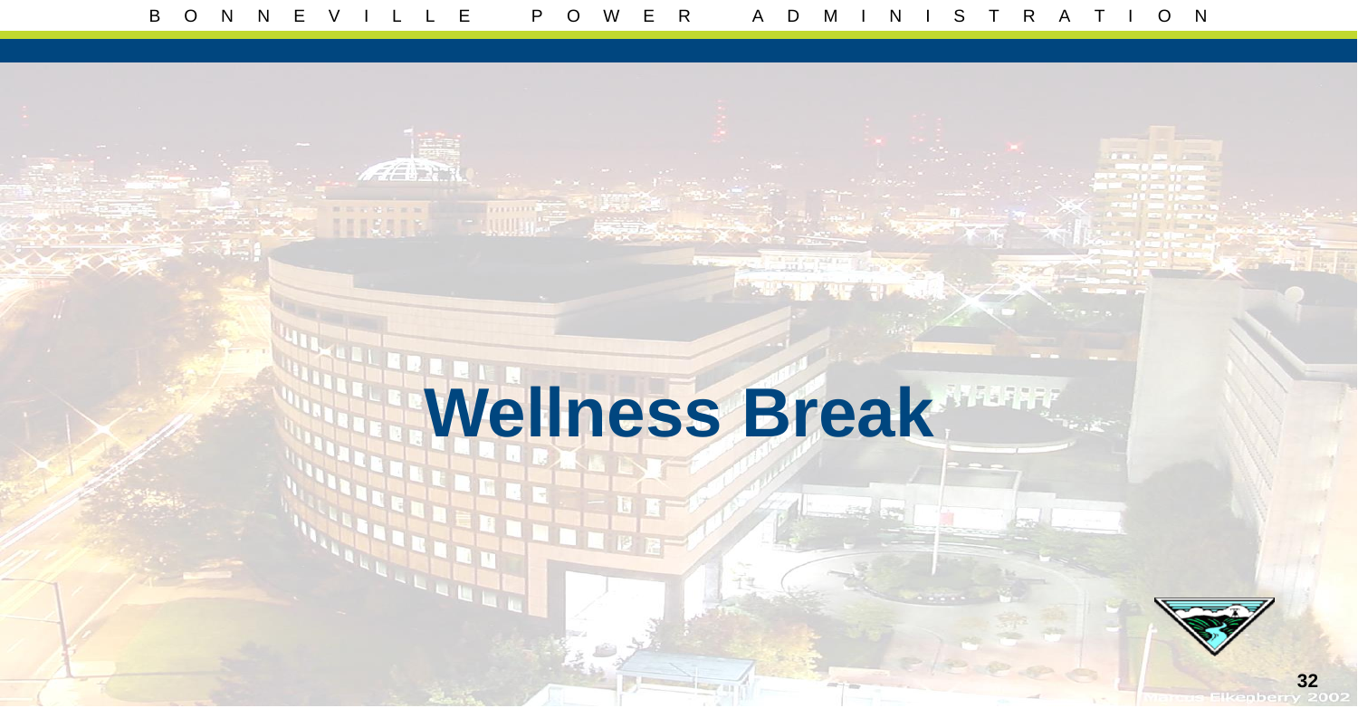# Wellness Break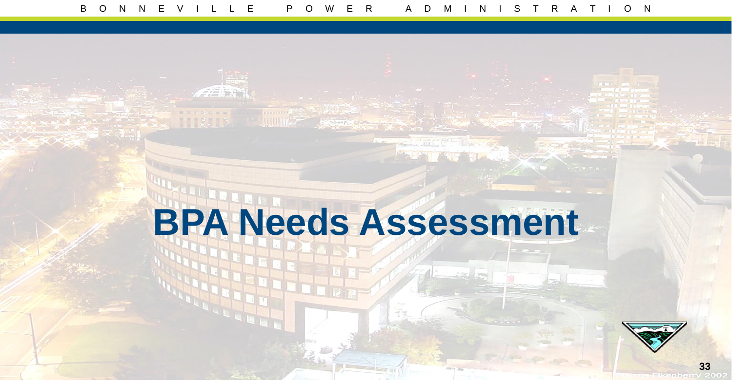# BPA Needs Assessment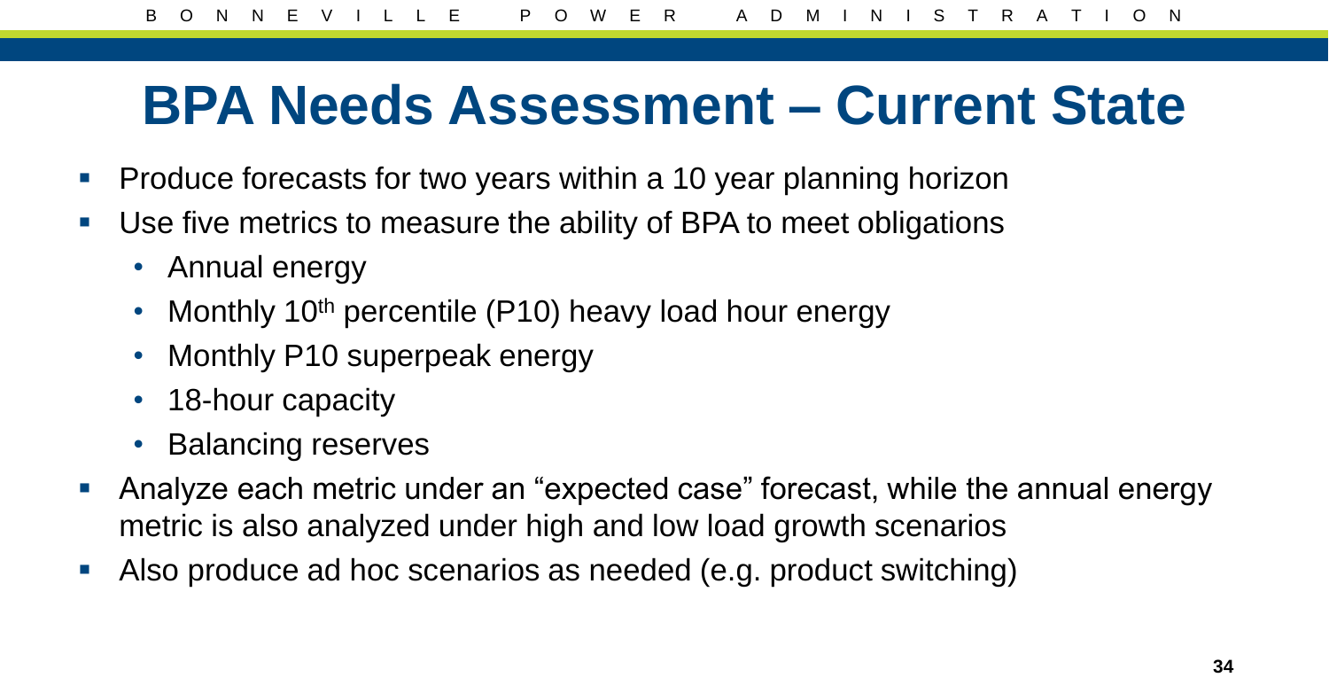# BPA Needs Assessment – Current State

- Produce forecasts for two years within a 10 year planning horizon
- Use five metrics to measure the ability of BPA to meet obligations
  - Annual energy
  - Monthly $10^{th}$ percentile (P10) heavy load hour energy
  - Monthly P10 superpeak energy
  - 18-hour capacity
  - Balancing reserves
- Analyze each metric under an "expected case" forecast, while the annual energy metric is also analyzed under high and low load growth scenarios
- Also produce ad hoc scenarios as needed (e.g. product switching)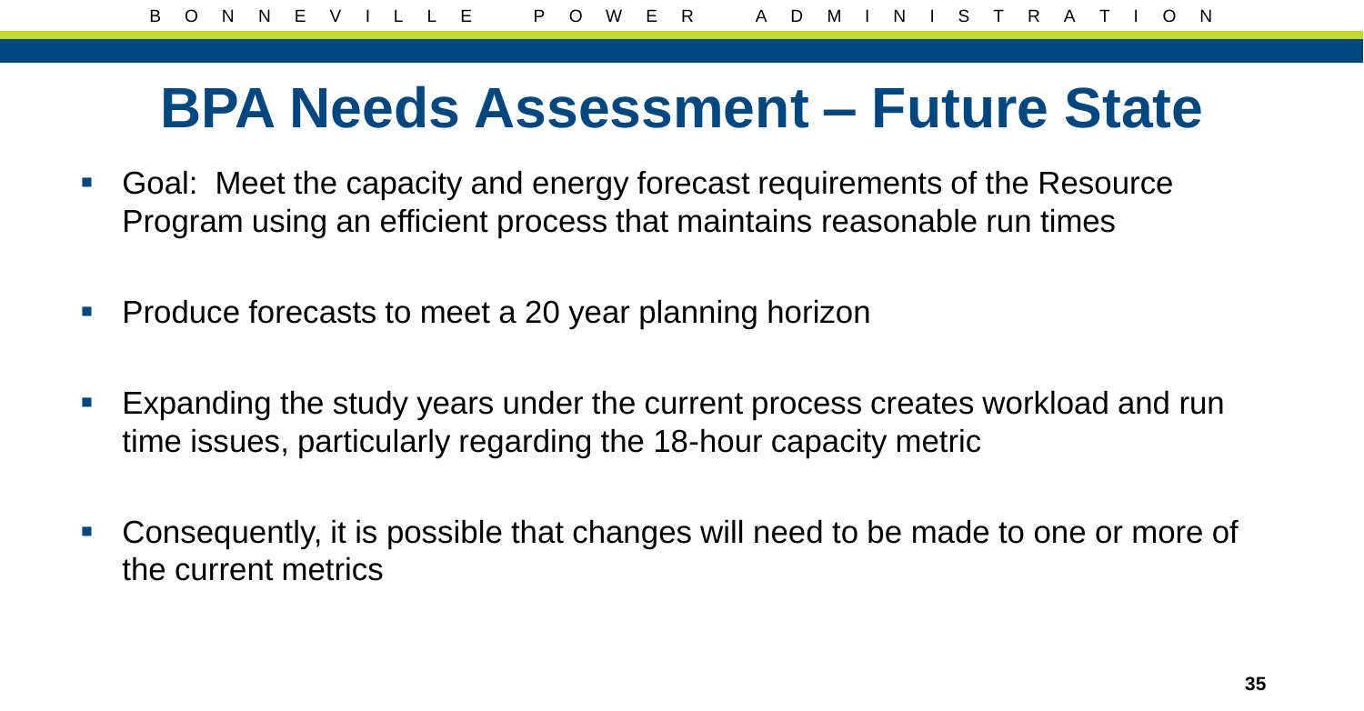# BPA Needs Assessment – Future State

- Goal: Meet the capacity and energy forecast requirements of the Resource Program using an efficient process that maintains reasonable run times
- Produce forecasts to meet a 20 year planning horizon
- Expanding the study years under the current process creates workload and run time issues, particularly regarding the 18-hour capacity metric
- Consequently, it is possible that changes will need to be made to one or more of the current metrics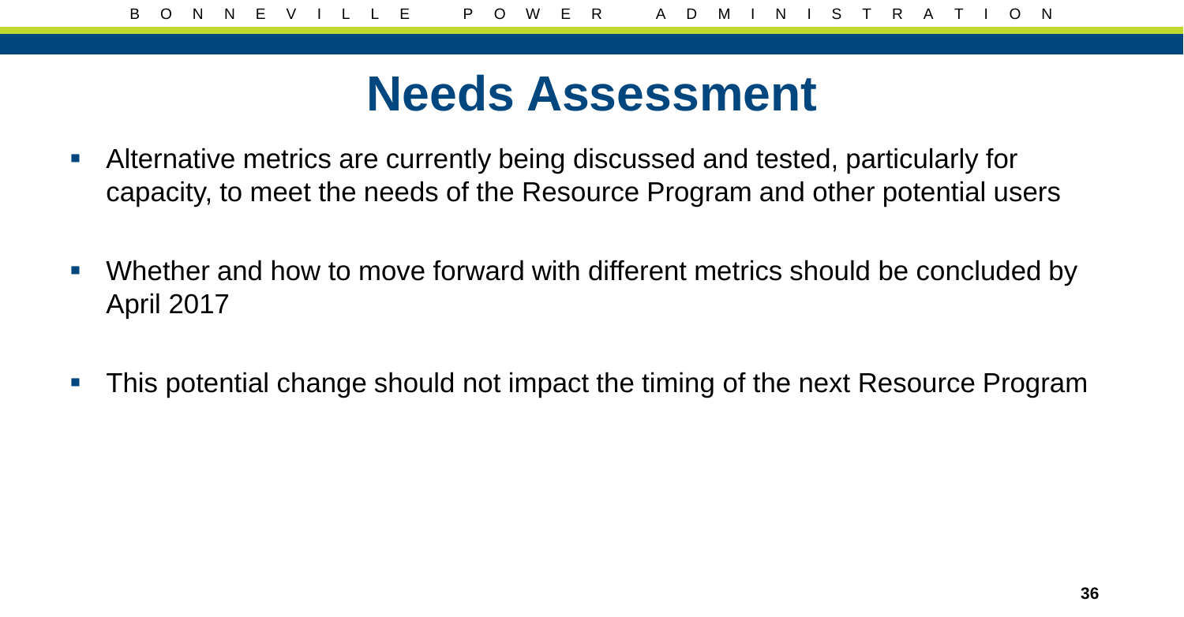# Needs Assessment

- Alternative metrics are currently being discussed and tested, particularly for capacity, to meet the needs of the Resource Program and other potential users
- Whether and how to move forward with different metrics should be concluded by April 2017
- This potential change should not impact the timing of the next Resource Program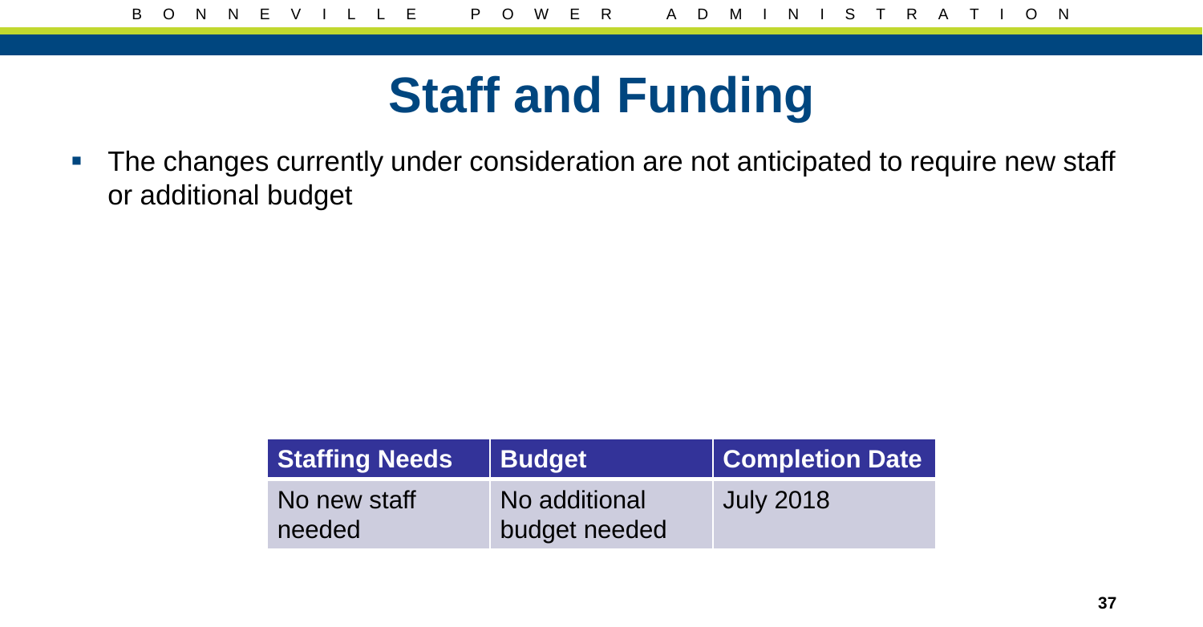# Staff and Funding

- The changes currently under consideration are not anticipated to require new staff or additional budget

| Staffing Needs | Budget | Completion Date |
| --- | --- | --- |
| No new staff needed | No additional budget needed | July 2018 |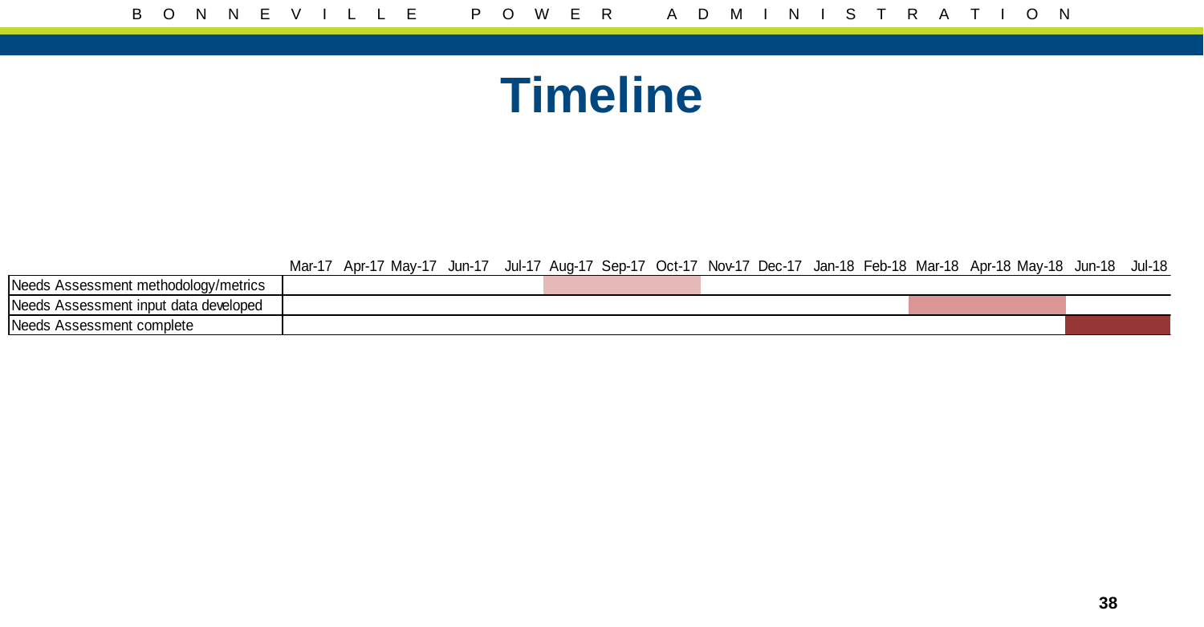# Timeline

| | Mar-17 | Apr-17 | May-17 | Jun-17 | Jul-17 | Aug-17 | Sep-17 | Oct-17 | Nov-17 | Dec-17 | Jan-18 | Feb-18 | Mar-18 | Apr-18 | May-18 | Jun-18 | Jul-18 |
|---|---|---|---|---|---|---|---|---|---|---|---|---|---|---|---|---|---|
| Needs Assessment methodology/metrics | | | | | | ■ | ■ | ■ | | | | | | | | | |
| Needs Assessment input data developed | | | | | | | | | | | | | ■ | ■ | ■ | | |
| Needs Assessment complete | | | | | | | | | | | | | | | | ■ | ■ |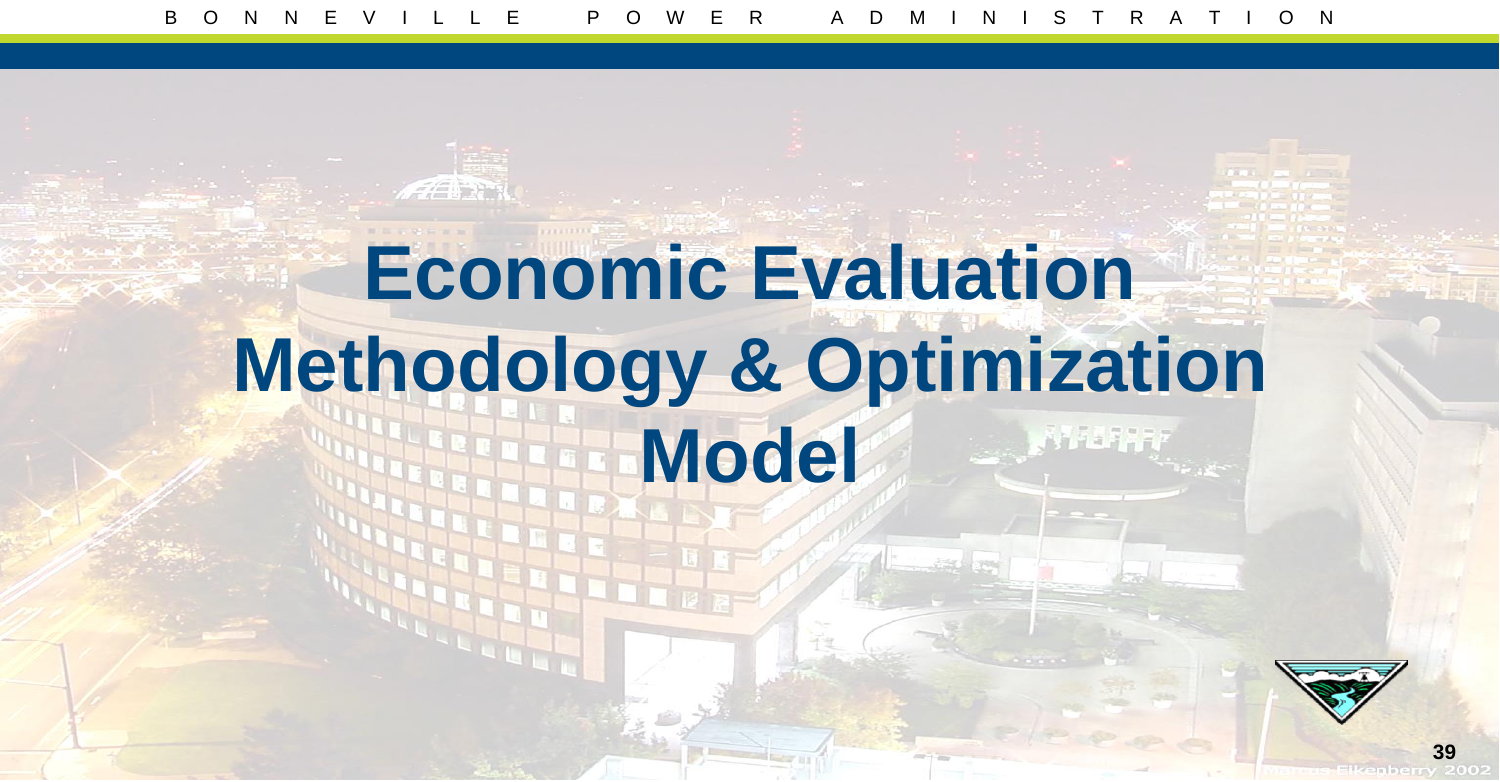# Economic Evaluation Methodology & Optimization Model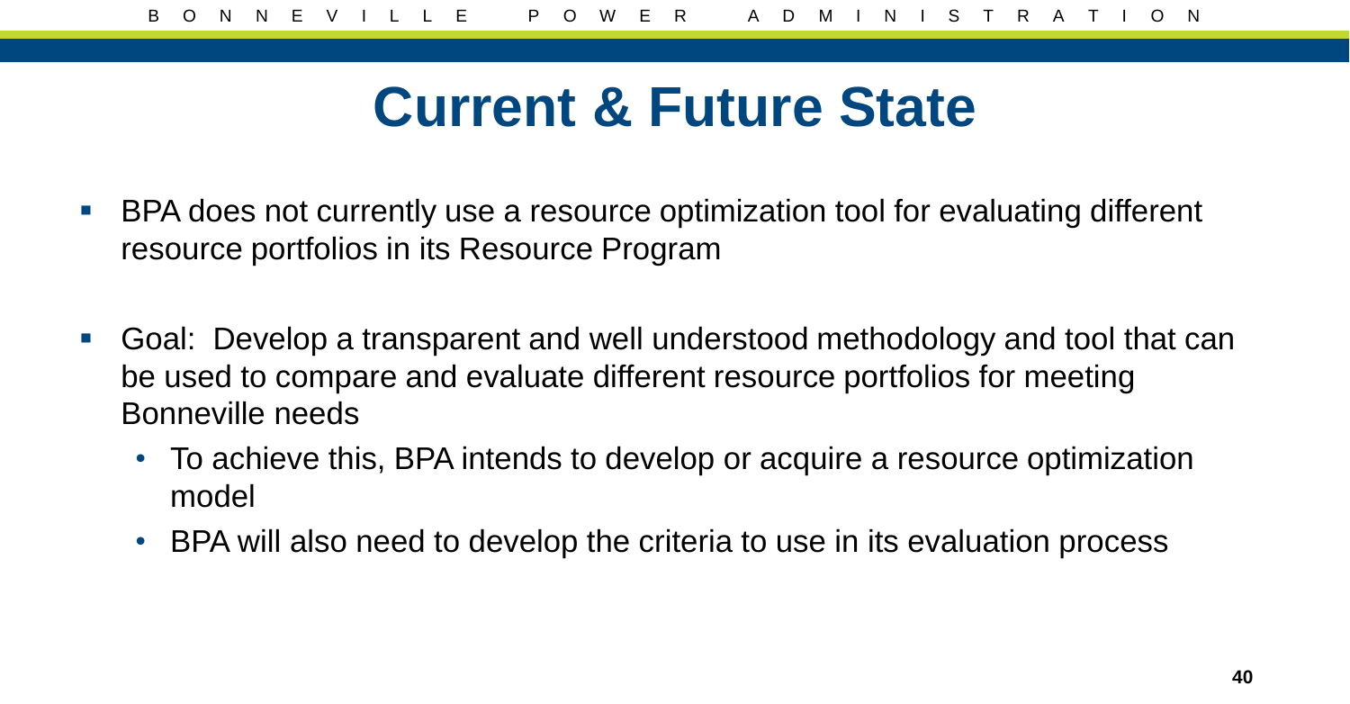# Current & Future State

- BPA does not currently use a resource optimization tool for evaluating different resource portfolios in its Resource Program
- Goal: Develop a transparent and well understood methodology and tool that can be used to compare and evaluate different resource portfolios for meeting Bonneville needs
  - To achieve this, BPA intends to develop or acquire a resource optimization model
  - BPA will also need to develop the criteria to use in its evaluation process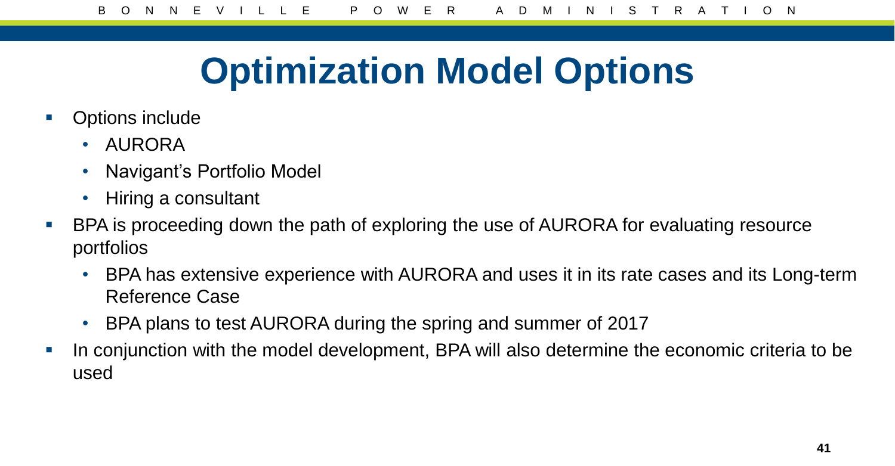# Optimization Model Options

- Options include
  - AURORA
  - Navigant's Portfolio Model
  - Hiring a consultant
- BPA is proceeding down the path of exploring the use of AURORA for evaluating resource portfolios
  - BPA has extensive experience with AURORA and uses it in its rate cases and its Long-term Reference Case
  - BPA plans to test AURORA during the spring and summer of 2017
- In conjunction with the model development, BPA will also determine the economic criteria to be used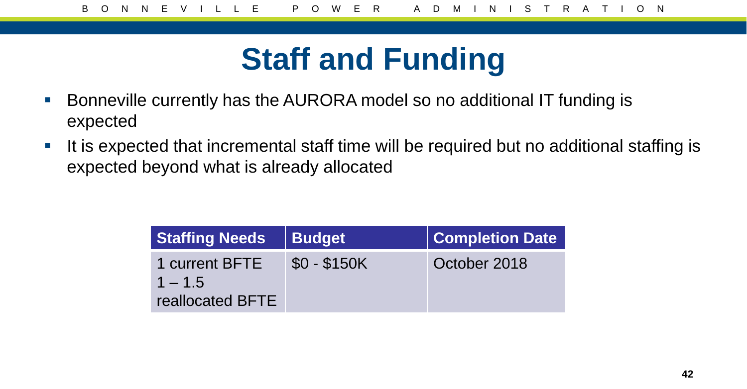# Staff and Funding

- Bonneville currently has the AURORA model so no additional IT funding is expected
- It is expected that incremental staff time will be required but no additional staffing is expected beyond what is already allocated

| Staffing Needs | Budget | Completion Date |
| --- | --- | --- |
| 1 current BFTE<br>1 – 1.5 reallocated BFTE | $0 - $150K | October 2018 |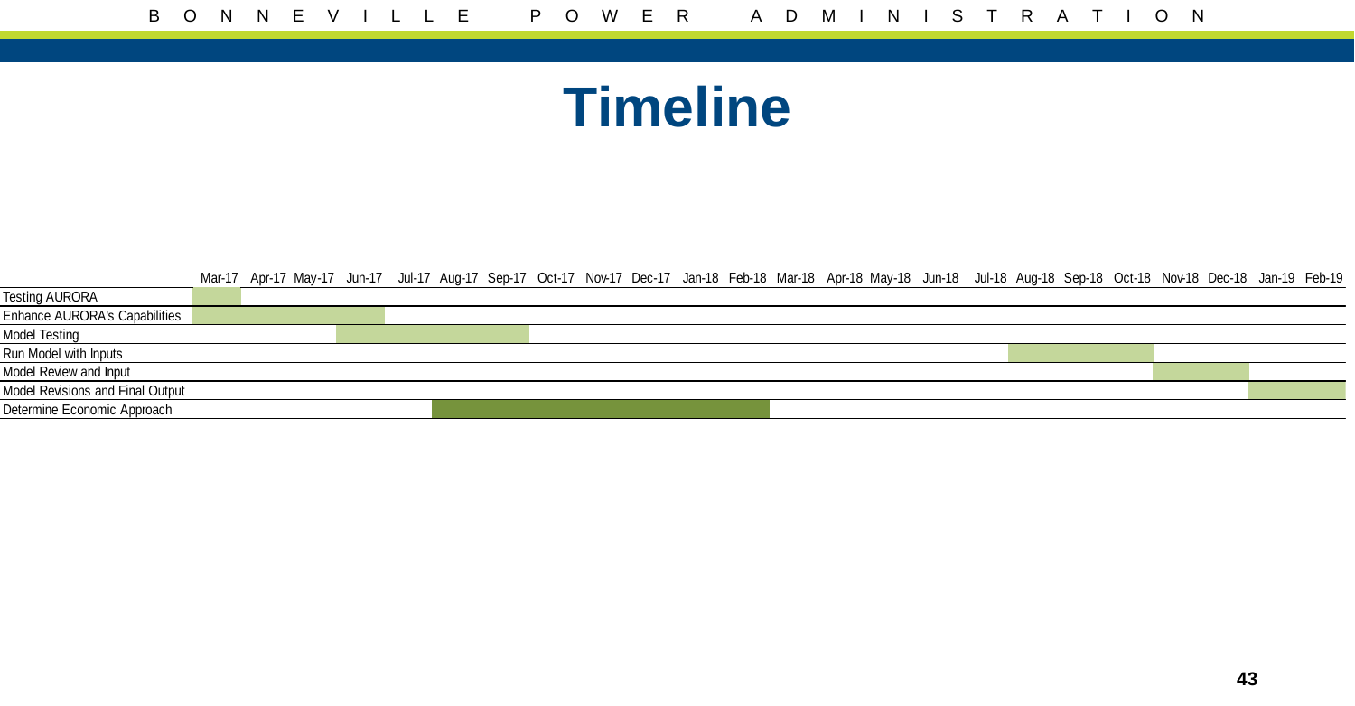# Timeline

| | Mar-17 | Apr-17 | May-17 | Jun-17 | Jul-17 | Aug-17 | Sep-17 | Oct-17 | Nov-17 | Dec-17 | Jan-18 | Feb-18 | Mar-18 | Apr-18 | May-18 | Jun-18 | Jul-18 | Aug-18 | Sep-18 | Oct-18 | Nov-18 | Dec-18 | Jan-19 | Feb-19 |
|---|---|---|---|---|---|---|---|---|---|---|---|---|---|---|---|---|---|---|---|---|---|---|---|---|
| Testing AURORA | ■ | | | | | | | | | | | | | | | | | | | | | | | |
| Enhance AURORA's Capabilities | ■ | ■ | ■ | ■ | | | | | | | | | | | | | | | | | | | | |
| Model Testing | | | | ■ | ■ | ■ | ■ | | | | | | | | | | | | | | | | | |
| Run Model with Inputs | | | | | | | | | | | | | | | | | | ■ | ■ | ■ | | | | |
| Model Review and Input | | | | | | | | | | | | | | | | | | | | | ■ | ■ | | |
| Model Revisions and Final Output | | | | | | | | | | | | | | | | | | | | | | | ■ | ■ |
| Determine Economic Approach | | | | | | ■ | ■ | ■ | ■ | ■ | ■ | ■ | | | | | | | | | | | | |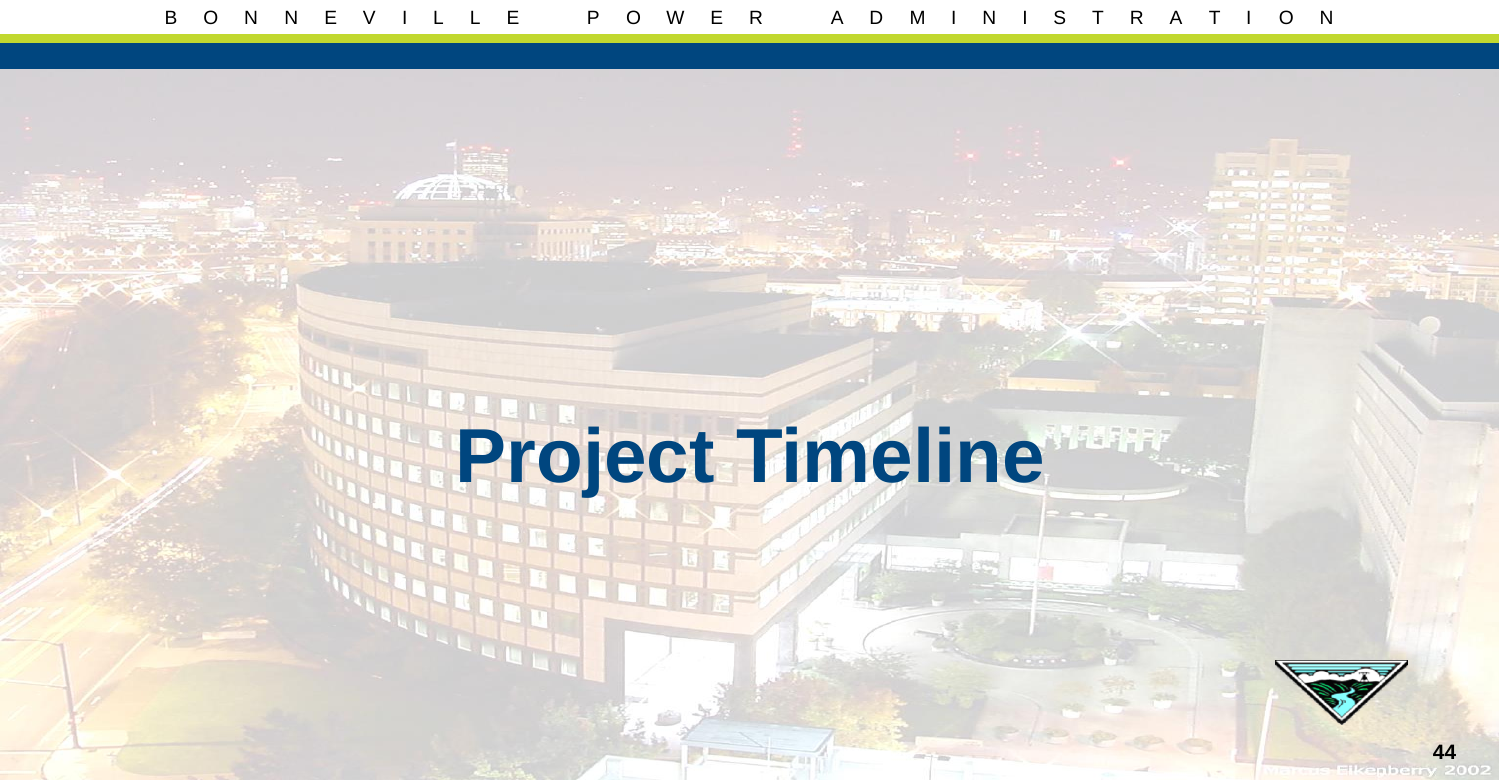# Project Timeline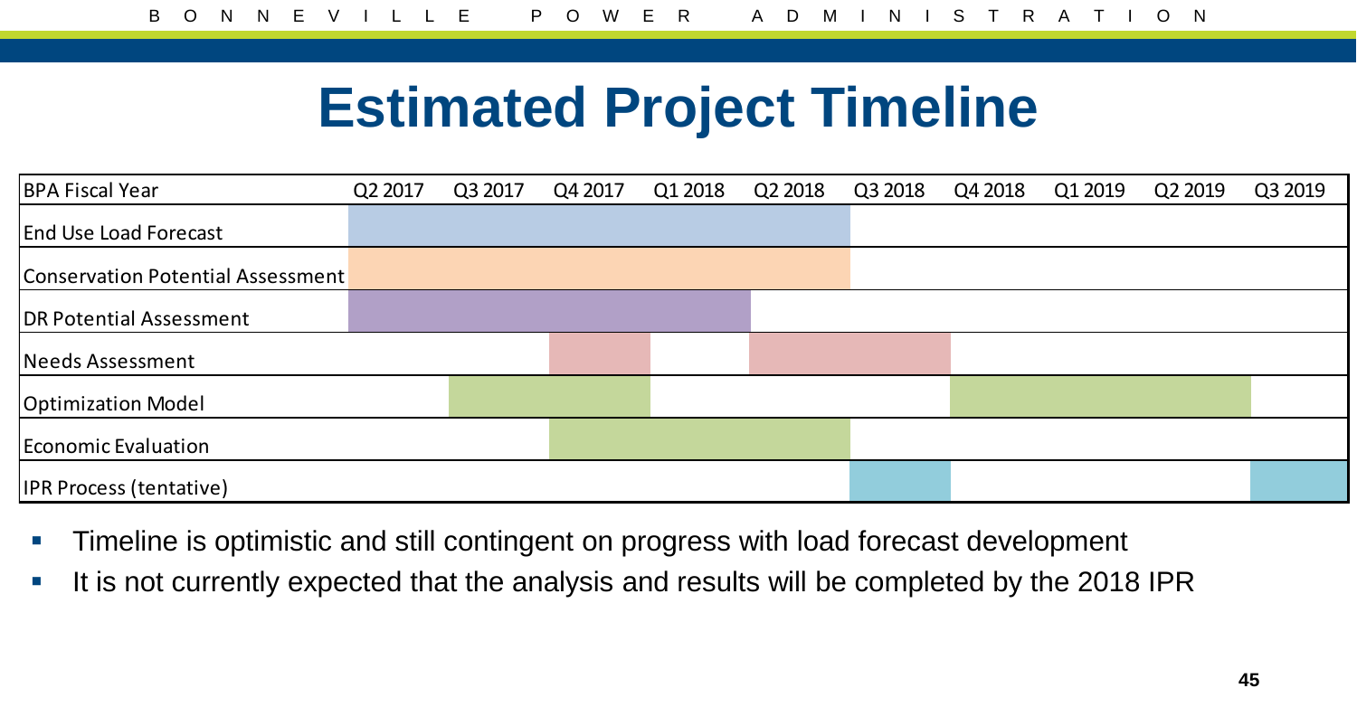# Estimated Project Timeline

| BPA Fiscal Year | Q2 2017 | Q3 2017 | Q4 2017 | Q1 2018 | Q2 2018 | Q3 2018 | Q4 2018 | Q1 2019 | Q2 2019 | Q3 2019 |
|---|---|---|---|---|---|---|---|---|---|---|
| End Use Load Forecast | ■ | ■ | ■ | ■ | ■ | | | | | |
| Conservation Potential Assessment | ■ | ■ | ■ | ■ | ■ | | | | | |
| DR Potential Assessment | ■ | ■ | ■ | ■ | | | | | | |
| Needs Assessment | | | ■ | | ■ | ■ | | | | |
| Optimization Model | | ■ | ■ | | | | ■ | ■ | ■ | |
| Economic Evaluation | | | ■ | ■ | ■ | | | | | |
| IPR Process (tentative) | | | | | | ■ | | | | ■ |

- Timeline is optimistic and still contingent on progress with load forecast development
- It is not currently expected that the analysis and results will be completed by the 2018 IPR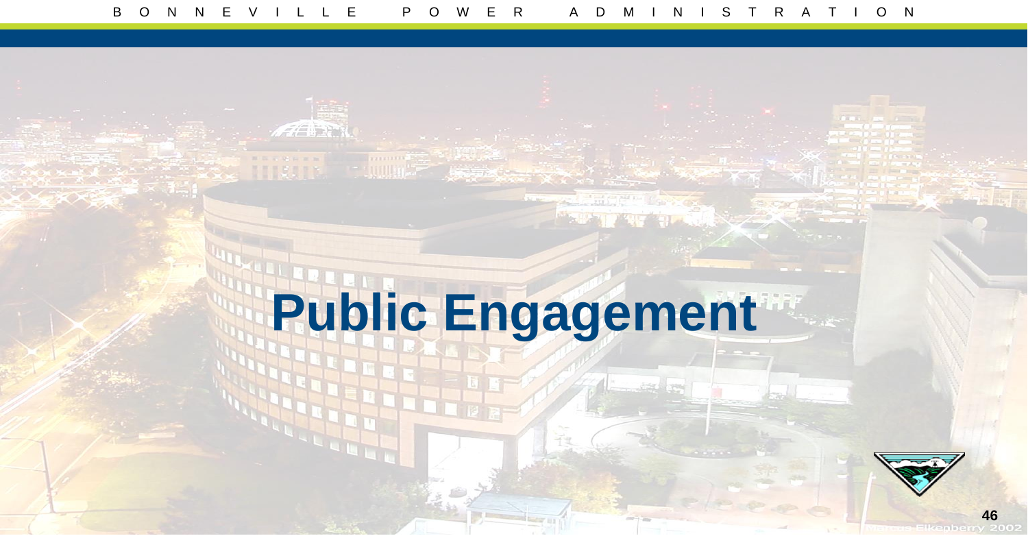# Public Engagement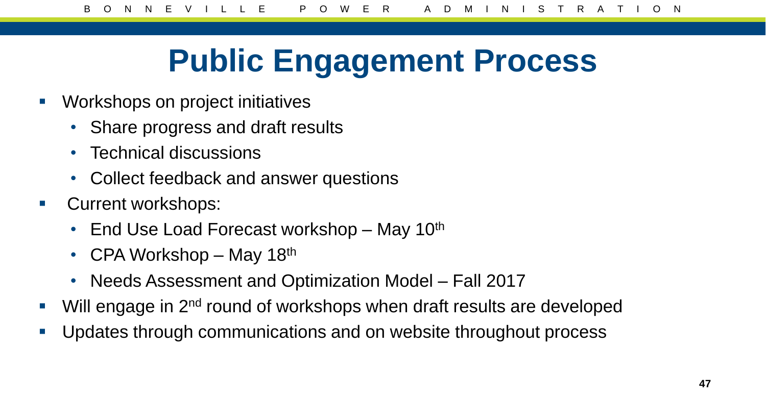# Public Engagement Process

- Workshops on project initiatives
  - Share progress and draft results
  - Technical discussions
  - Collect feedback and answer questions
- Current workshops:
  - End Use Load Forecast workshop – May 10th
  - CPA Workshop – May 18th
  - Needs Assessment and Optimization Model – Fall 2017
- Will engage in 2nd round of workshops when draft results are developed
- Updates through communications and on website throughout process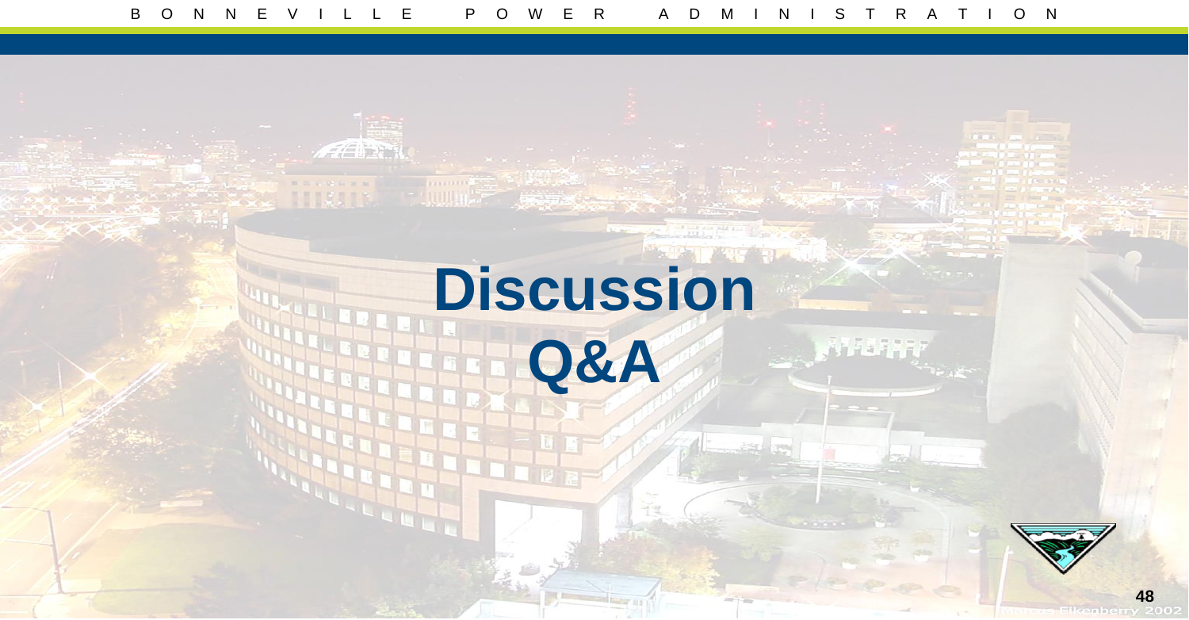# Discussion

# Q&A